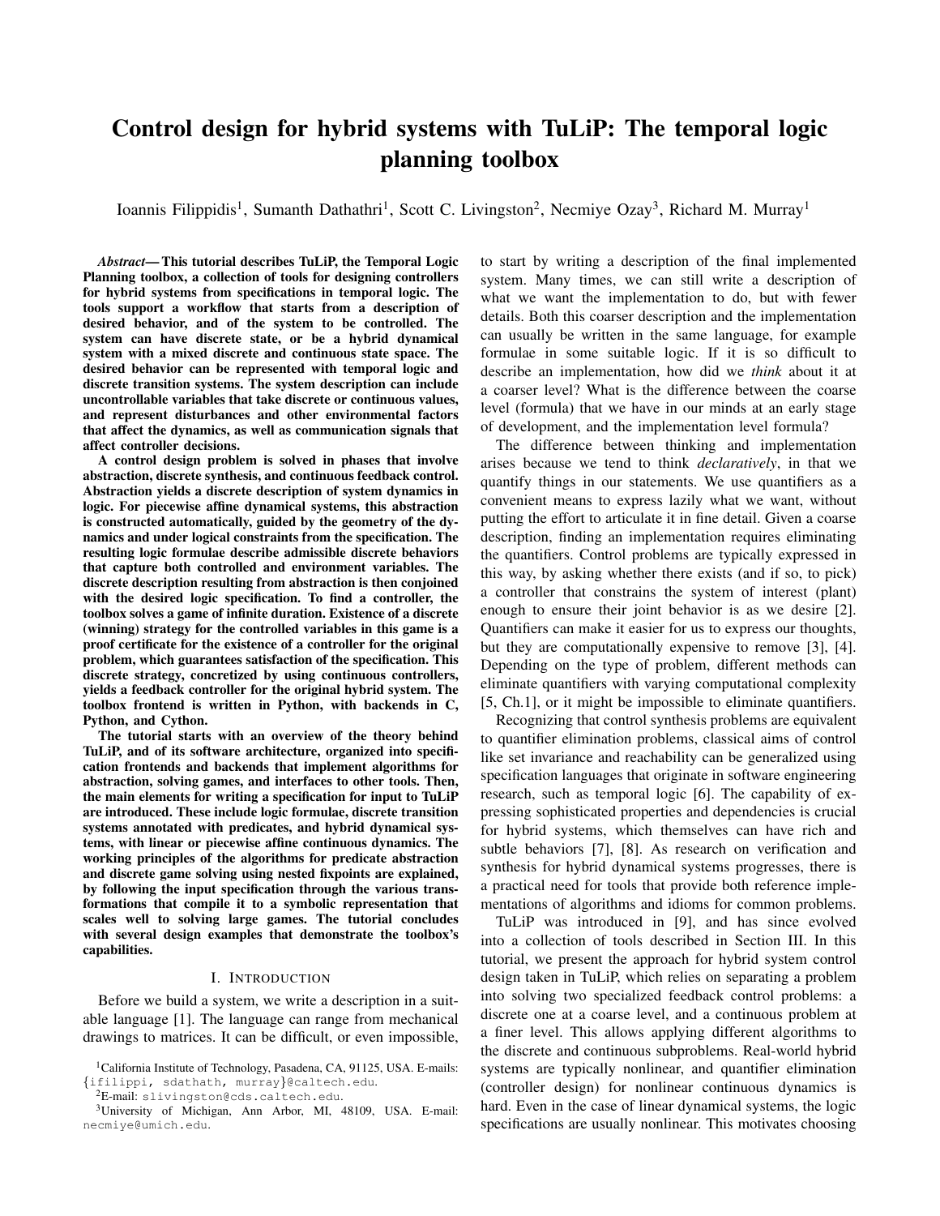# Control design for hybrid systems with TuLiP: The temporal logic planning toolbox

Ioannis Filippidis[1], Sumanth Dathathri[1], Scott C. Livingston[2], Necmiye Ozay[3], Richard M. Murray[1]

***Abstract*— This tutorial describes TuLiP, the Temporal Logic Planning toolbox, a collection of tools for designing controllers for hybrid systems from specifications in temporal logic. The tools support a workflow that starts from a description of desired behavior, and of the system to be controlled. The system can have discrete state, or be a hybrid dynamical system with a mixed discrete and continuous state space. The desired behavior can be represented with temporal logic and discrete transition systems. The system description can include uncontrollable variables that take discrete or continuous values, and represent disturbances and other environmental factors that affect the dynamics, as well as communication signals that affect controller decisions.**

**A control design problem is solved in phases that involve abstraction, discrete synthesis, and continuous feedback control. Abstraction yields a discrete description of system dynamics in logic. For piecewise affine dynamical systems, this abstraction is constructed automatically, guided by the geometry of the dynamics and under logical constraints from the specification. The resulting logic formulae describe admissible discrete behaviors that capture both controlled and environment variables. The discrete description resulting from abstraction is then conjoined with the desired logic specification. To find a controller, the toolbox solves a game of infinite duration. Existence of a discrete (winning) strategy for the controlled variables in this game is a proof certificate for the existence of a controller for the original problem, which guarantees satisfaction of the specification. This discrete strategy, concretized by using continuous controllers, yields a feedback controller for the original hybrid system. The toolbox frontend is written in Python, with backends in C, Python, and Cython.**

**The tutorial starts with an overview of the theory behind TuLiP, and of its software architecture, organized into specification frontends and backends that implement algorithms for abstraction, solving games, and interfaces to other tools. Then, the main elements for writing a specification for input to TuLiP are introduced. These include logic formulae, discrete transition systems annotated with predicates, and hybrid dynamical systems, with linear or piecewise affine continuous dynamics. The working principles of the algorithms for predicate abstraction and discrete game solving using nested fixpoints are explained, by following the input specification through the various transformations that compile it to a symbolic representation that scales well to solving large games. The tutorial concludes with several design examples that demonstrate the toolbox's capabilities.**

## I. Introduction

Before we build a system, we write a description in a suitable language [1]. The language can range from mechanical drawings to matrices. It can be difficult, or even impossible, to start by writing a description of the final implemented system. Many times, we can still write a description of what we want the implementation to do, but with fewer details. Both this coarser description and the implementation can usually be written in the same language, for example formulae in some suitable logic. If it is so difficult to describe an implementation, how did we *think* about it at a coarser level? What is the difference between the coarse level (formula) that we have in our minds at an early stage of development, and the implementation level formula?

The difference between thinking and implementation arises because we tend to think *declaratively*, in that we quantify things in our statements. We use quantifiers as a convenient means to express lazily what we want, without putting the effort to articulate it in fine detail. Given a coarse description, finding an implementation requires eliminating the quantifiers. Control problems are typically expressed in this way, by asking whether there exists (and if so, to pick) a controller that constrains the system of interest (plant) enough to ensure their joint behavior is as we desire [2]. Quantifiers can make it easier for us to express our thoughts, but they are computationally expensive to remove [3], [4]. Depending on the type of problem, different methods can eliminate quantifiers with varying computational complexity [5, Ch.1], or it might be impossible to eliminate quantifiers.

Recognizing that control synthesis problems are equivalent to quantifier elimination problems, classical aims of control like set invariance and reachability can be generalized using specification languages that originate in software engineering research, such as temporal logic [6]. The capability of expressing sophisticated properties and dependencies is crucial for hybrid systems, which themselves can have rich and subtle behaviors [7], [8]. As research on verification and synthesis for hybrid dynamical systems progresses, there is a practical need for tools that provide both reference implementations of algorithms and idioms for common problems.

TuLiP was introduced in [9], and has since evolved into a collection of tools described in Section III. In this tutorial, we present the approach for hybrid system control design taken in TuLiP, which relies on separating a problem into solving two specialized feedback control problems: a discrete one at a coarse level, and a continuous problem at a finer level. This allows applying different algorithms to the discrete and continuous subproblems. Real-world hybrid systems are typically nonlinear, and quantifier elimination (controller design) for nonlinear continuous dynamics is hard. Even in the case of linear dynamical systems, the logic specifications are usually nonlinear. This motivates choosing

[1]California Institute of Technology, Pasadena, CA, 91125, USA. E-mails: {ifilippi, sdathath, murray}@caltech.edu.

[2]E-mail: slivingston@cds.caltech.edu.

[3]University of Michigan, Ann Arbor, MI, 48109, USA. E-mail: necmiye@umich.edu.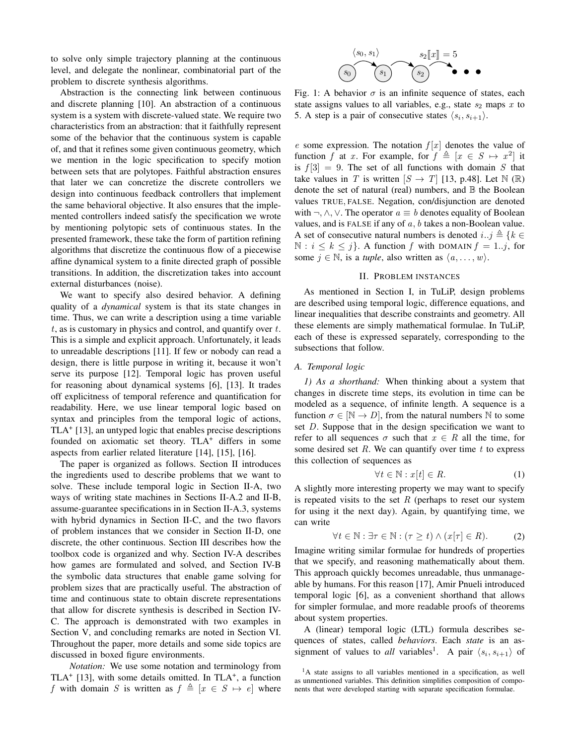to solve only simple trajectory planning at the continuous level, and delegate the nonlinear, combinatorial part of the problem to discrete synthesis algorithms.

Abstraction is the connecting link between continuous and discrete planning [10]. An abstraction of a continuous system is a system with discrete-valued state. We require two characteristics from an abstraction: that it faithfully represent some of the behavior that the continuous system is capable of, and that it refines some given continuous geometry, which we mention in the logic specification to specify motion between sets that are polytopes. Faithful abstraction ensures that later we can concretize the discrete controllers we design into continuous feedback controllers that implement the same behavioral objective. It also ensures that the implemented controllers indeed satisfy the specification we wrote by mentioning polytopic sets of continuous states. In the presented framework, these take the form of partition refining algorithms that discretize the continuous flow of a piecewise affine dynamical system to a finite directed graph of possible transitions. In addition, the discretization takes into account external disturbances (noise).

We want to specify also desired behavior. A defining quality of a *dynamical* system is that its state changes in time. Thus, we can write a description using a time variable $t$, as is customary in physics and control, and quantify over $t$. This is a simple and explicit approach. Unfortunately, it leads to unreadable descriptions [11]. If few or nobody can read a design, there is little purpose in writing it, because it won't serve its purpose [12]. Temporal logic has proven useful for reasoning about dynamical systems [6], [13]. It trades off explicitness of temporal reference and quantification for readability. Here, we use linear temporal logic based on syntax and principles from the temporal logic of actions, TLA+ [13], an untyped logic that enables precise descriptions founded on axiomatic set theory. TLA+ differs in some aspects from earlier related literature [14], [15], [16].

The paper is organized as follows. Section II introduces the ingredients used to describe problems that we want to solve. These include temporal logic in Section II-A, two ways of writing state machines in Sections II-A.2 and II-B, assume-guarantee specifications in in Section II-A.3, systems with hybrid dynamics in Section II-C, and the two flavors of problem instances that we consider in Section II-D, one discrete, the other continuous. Section III describes how the toolbox code is organized and why. Section IV-A describes how games are formulated and solved, and Section IV-B the symbolic data structures that enable game solving for problem sizes that are practically useful. The abstraction of time and continuous state to obtain discrete representations that allow for discrete synthesis is described in Section IV-C. The approach is demonstrated with two examples in Section V, and concluding remarks are noted in Section VI. Throughout the paper, more details and some side topics are discussed in boxed figure environments.

*Notation:* We use some notation and terminology from TLA+ [13], with some details omitted. In TLA+, a function $f$ with domain $S$ is written as $f \triangleq [x \in S \mapsto e]$ where $e$ some expression. The notation $f[x]$ denotes the value of function $f$ at $x$. For example, for $f \triangleq [x \in S \mapsto x^2]$ it is $f[3] = 9$. The set of all functions with domain $S$ that take values in $T$ is written $[S \to T]$ [13, p.48]. Let $\mathbb{N}$ ($\mathbb{R}$) denote the set of natural (real) numbers, and $\mathbb{B}$ the Boolean values TRUE, FALSE. Negation, con/disjunction are denoted with $\neg, \wedge, \vee$. The operator $a \equiv b$ denotes equality of Boolean values, and is FALSE if any of $a$, $b$ takes a non-Boolean value. A set of consecutive natural numbers is denoted $i..j \triangleq \{k \in \mathbb{N} : i \leq k \leq j\}$. A function $f$ with DOMAIN $f = 1..j$, for some $j \in \mathbb{N}$, is a *tuple*, also written as $\langle a, \ldots, w \rangle$.

$\langle s_0, s_1 \rangle$ $\quad s_2[\![x]\!] = 5$

$s_0 \to s_1 \to s_2 \to \bullet\bullet\bullet$

Fig. 1: A behavior $\sigma$ is an infinite sequence of states, each state assigns values to all variables, e.g., state $s_2$ maps $x$ to 5. A step is a pair of consecutive states $\langle s_i, s_{i+1} \rangle$.

## II. Problem instances

As mentioned in Section I, in TuLiP, design problems are described using temporal logic, difference equations, and linear inequalities that describe constraints and geometry. All these elements are simply mathematical formulae. In TuLiP, each of these is expressed separately, corresponding to the subsections that follow.

### A. Temporal logic

*1) As a shorthand:* When thinking about a system that changes in discrete time steps, its evolution in time can be modeled as a sequence, of infinite length. A sequence is a function $\sigma \in [\mathbb{N} \to D]$, from the natural numbers $\mathbb{N}$ to some set $D$. Suppose that in the design specification we want to refer to all sequences $\sigma$ such that $x \in R$ all the time, for some desired set $R$. We can quantify over time $t$ to express this collection of sequences as

$$\forall t \in \mathbb{N} : x[t] \in R. \tag{1}$$

A slightly more interesting property we may want to specify is repeated visits to the set $R$ (perhaps to reset our system for using it the next day). Again, by quantifying time, we can write

$$\forall t \in \mathbb{N} : \exists \tau \in \mathbb{N} : (\tau \geq t) \wedge (x[\tau] \in R). \tag{2}$$

Imagine writing similar formulae for hundreds of properties that we specify, and reasoning mathematically about them. This approach quickly becomes unreadable, thus unmanageable by humans. For this reason [17], Amir Pnueli introduced temporal logic [6], as a convenient shorthand that allows for simpler formulae, and more readable proofs of theorems about system properties.

A (linear) temporal logic (LTL) formula describes sequences of states, called *behaviors*. Each *state* is an assignment of values to *all* variables[1]. A pair $\langle s_i, s_{i+1} \rangle$ of

[1] A state assigns to all variables mentioned in a specification, as well as unmentioned variables. This definition simplifies composition of components that were developed starting with separate specification formulae.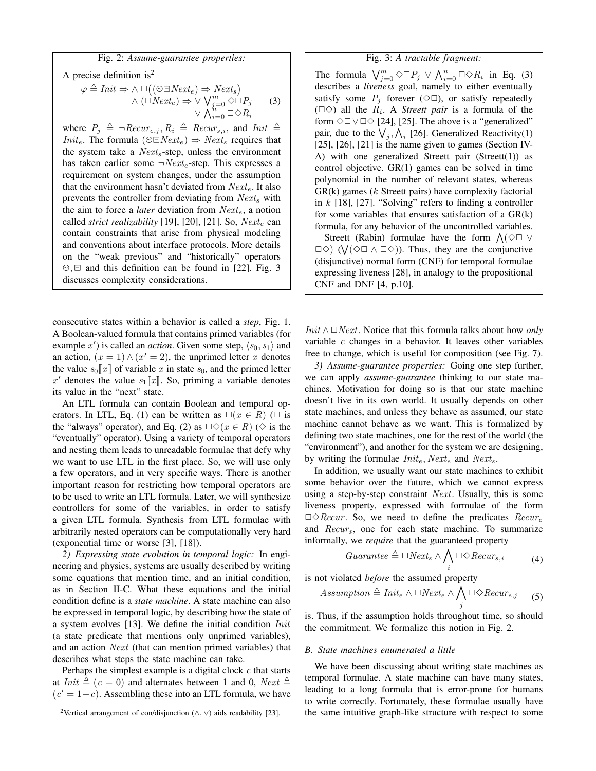Fig. 2: *Assume-guarantee properties:*

A precise definition is[2]

$$\varphi \triangleq Init \Rightarrow \wedge \; \Box\big((\circleddash \boxminus Next_e) \Rightarrow Next_s\big) \\ \wedge \; (\Box Next_e) \Rightarrow \vee \bigvee_{j=0}^{m} \Diamond\Box P_j \\ \vee \bigwedge_{i=0}^{n} \Box\Diamond R_i \qquad (3)$$

where $P_j \triangleq \neg Recur_{e,j}, R_i \triangleq Recur_{s,i}$, and $Init \triangleq Init_e$. The formula $(\circleddash \boxminus Next_e) \Rightarrow Next_s$ requires that the system take a $Next_s$-step, unless the environment has taken earlier some $\neg Next_e$-step. This expresses a requirement on system changes, under the assumption that the environment hasn't deviated from $Next_e$. It also prevents the controller from deviating from $Next_s$ with the aim to force a *later* deviation from $Next_e$, a notion called *strict realizability* [19], [20], [21]. So, $Next_e$ can contain constraints that arise from physical modeling and conventions about interface protocols. More details on the "weak previous" and "historically" operators $\circleddash, \boxminus$ and this definition can be found in [22]. Fig. 3 discusses complexity considerations.

Fig. 3: *A tractable fragment:*

The formula $\bigvee_{j=0}^{m} \Diamond\Box P_j \vee \bigwedge_{i=0}^{n} \Box\Diamond R_i$ in Eq. (3) describes a *liveness* goal, namely to either eventually satisfy some $P_j$ forever ($\Diamond\Box$), or satisfy repeatedly ($\Box\Diamond$) all the $R_i$. A *Streett pair* is a formula of the form $\Diamond\Box \vee \Box\Diamond$ [24], [25]. The above is a "generalized" pair, due to the $\bigvee_j, \bigwedge_i$ [26]. Generalized Reactivity(1) [25], [26], [21] is the name given to games (Section IV-A) with one generalized Streett pair (Streett(1)) as control objective. GR(1) games can be solved in time polynomial in the number of relevant states, whereas GR(k) games ($k$ Streett pairs) have complexity factorial in $k$ [18], [27]. "Solving" refers to finding a controller for some variables that ensures satisfaction of a GR(k) formula, for any behavior of the uncontrolled variables.

Streett (Rabin) formulae have the form $\bigwedge(\Diamond\Box \vee \Box\Diamond)$ $(\bigvee(\Diamond\Box \wedge \Box\Diamond))$. Thus, they are the conjunctive (disjunctive) normal form (CNF) for temporal formulae expressing liveness [28], in analogy to the propositional CNF and DNF [4, p.10].

consecutive states within a behavior is called a *step*, Fig. 1. A Boolean-valued formula that contains primed variables (for example $x'$) is called an *action*. Given some step, $\langle s_0, s_1 \rangle$ and an action, $(x = 1) \wedge (x' = 2)$, the unprimed letter $x$ denotes the value $s_0[\![x]\!]$ of variable $x$ in state $s_0$, and the primed letter $x'$ denotes the value $s_1[\![x]\!]$. So, priming a variable denotes its value in the "next" state.

An LTL formula can contain Boolean and temporal operators. In LTL, Eq. (1) can be written as $\Box(x \in R)$ ($\Box$ is the "always" operator), and Eq. (2) as $\Box\Diamond(x \in R)$ ($\Diamond$ is the "eventually" operator). Using a variety of temporal operators and nesting them leads to unreadable formulae that defy why we want to use LTL in the first place. So, we will use only a few operators, and in very specific ways. There is another important reason for restricting how temporal operators are to be used to write an LTL formula. Later, we will synthesize controllers for some of the variables, in order to satisfy a given LTL formula. Synthesis from LTL formulae with arbitrarily nested operators can be computationally very hard (exponential time or worse [3], [18]).

*2) Expressing state evolution in temporal logic:* In engineering and physics, systems are usually described by writing some equations that mention time, and an initial condition, as in Section II-C. What these equations and the initial condition define is a *state machine*. A state machine can also be expressed in temporal logic, by describing how the state of a system evolves [13]. We define the initial condition $Init$ (a state predicate that mentions only unprimed variables), and an action $Next$ (that can mention primed variables) that describes what steps the state machine can take.

Perhaps the simplest example is a digital clock $c$ that starts at $Init \triangleq (c = 0)$ and alternates between 1 and 0, $Next \triangleq (c' = 1 - c)$. Assembling these into an LTL formula, we have $Init \wedge \Box Next$. Notice that this formula talks about how *only* variable $c$ changes in a behavior. It leaves other variables free to change, which is useful for composition (see Fig. 7).

*3) Assume-guarantee properties:* Going one step further, we can apply *assume-guarantee* thinking to our state machines. Motivation for doing so is that our state machine doesn't live in its own world. It usually depends on other state machines, and unless they behave as assumed, our state machine cannot behave as we want. This is formalized by defining two state machines, one for the rest of the world (the "environment"), and another for the system we are designing, by writing the formulae $Init_e, Next_e$ and $Next_s$.

In addition, we usually want our state machines to exhibit some behavior over the future, which we cannot express using a step-by-step constraint $Next$. Usually, this is some liveness property, expressed with formulae of the form $\Box\Diamond Recur$. So, we need to define the predicates $Recur_e$ and $Recur_s$, one for each state machine. To summarize informally, we *require* that the guaranteed property

$$Guarantee \triangleq \Box Next_s \wedge \bigwedge_i \Box\Diamond Recur_{s,i} \qquad (4)$$

is not violated *before* the assumed property

$$Assumption \triangleq Init_e \wedge \Box Next_e \wedge \bigwedge_j \Box\Diamond Recur_{e,j} \qquad (5)$$

is. Thus, if the assumption holds throughout time, so should the commitment. We formalize this notion in Fig. 2.

### B. State machines enumerated a little

We have been discussing about writing state machines as temporal formulae. A state machine can have many states, leading to a long formula that is error-prone for humans to write correctly. Fortunately, these formulae usually have the same intuitive graph-like structure with respect to some

[2] Vertical arrangement of con/disjunction ($\wedge, \vee$) aids readability [23].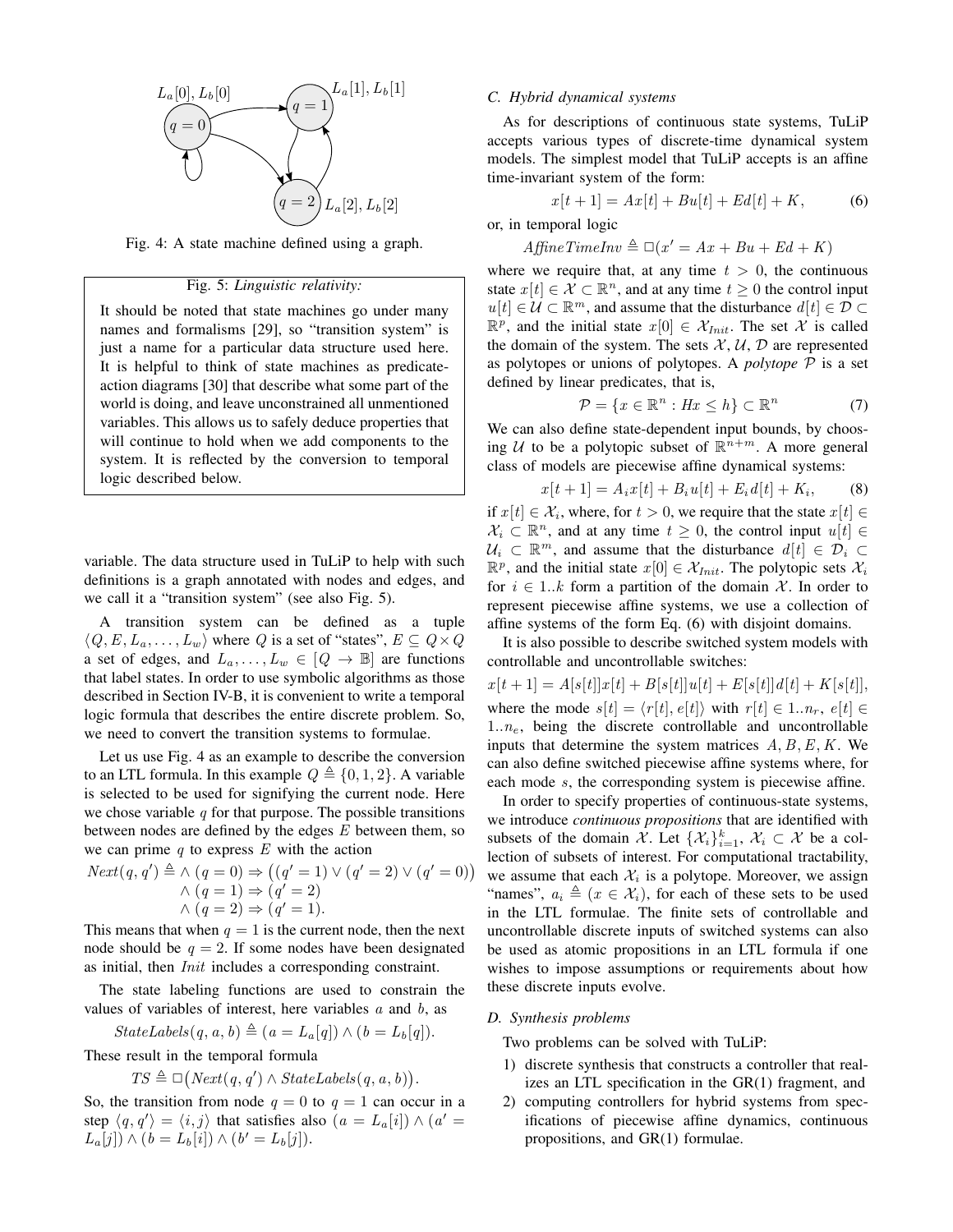$L_a[0], L_b[0]$

$q = 0$

$q = 1$

$L_a[1], L_b[1]$

$q = 2$

$L_a[2], L_b[2]$

Fig. 4: A state machine defined using a graph.

> Fig. 5: *Linguistic relativity:*
>
> It should be noted that state machines go under many names and formalisms [29], so "transition system" is just a name for a particular data structure used here. It is helpful to think of state machines as predicate-action diagrams [30] that describe what some part of the world is doing, and leave unconstrained all unmentioned variables. This allows us to safely deduce properties that will continue to hold when we add components to the system. It is reflected by the conversion to temporal logic described below.

variable. The data structure used in TuLiP to help with such definitions is a graph annotated with nodes and edges, and we call it a "transition system" (see also Fig. 5).

A transition system can be defined as a tuple $\langle Q, E, L_a, \ldots, L_w \rangle$ where $Q$ is a set of "states", $E \subseteq Q \times Q$ a set of edges, and $L_a, \ldots, L_w \in [Q \to \mathbb{B}]$ are functions that label states. In order to use symbolic algorithms as those described in Section IV-B, it is convenient to write a temporal logic formula that describes the entire discrete problem. So, we need to convert the transition systems to formulae.

Let us use Fig. 4 as an example to describe the conversion to an LTL formula. In this example $Q \triangleq \{0, 1, 2\}$. A variable is selected to be used for signifying the current node. Here we chose variable $q$ for that purpose. The possible transitions between nodes are defined by the edges $E$ between them, so we can prime $q$ to express $E$ with the action

$$
\begin{aligned}
Next(q, q') \triangleq &\wedge (q = 0) \Rightarrow \big((q' = 1) \vee (q' = 2) \vee (q' = 0)\big) \\
&\wedge (q = 1) \Rightarrow (q' = 2) \\
&\wedge (q = 2) \Rightarrow (q' = 1).
\end{aligned}
$$

This means that when $q = 1$ is the current node, then the next node should be $q = 2$. If some nodes have been designated as initial, then $Init$ includes a corresponding constraint.

The state labeling functions are used to constrain the values of variables of interest, here variables $a$ and $b$, as

$$StateLabels(q, a, b) \triangleq (a = L_a[q]) \wedge (b = L_b[q]).$$

These result in the temporal formula

$$TS \triangleq \Box\big(Next(q, q') \wedge StateLabels(q, a, b)\big).$$

So, the transition from node $q = 0$ to $q = 1$ can occur in a step $\langle q, q' \rangle = \langle i, j \rangle$ that satisfies also $(a = L_a[i]) \wedge (a' = L_a[j]) \wedge (b = L_b[i]) \wedge (b' = L_b[j])$.

### C. Hybrid dynamical systems

As for descriptions of continuous state systems, TuLiP accepts various types of discrete-time dynamical system models. The simplest model that TuLiP accepts is an affine time-invariant system of the form:

$$x[t + 1] = Ax[t] + Bu[t] + Ed[t] + K, \tag{6}$$

or, in temporal logic

$$AffineTimeInv \triangleq \Box(x' = Ax + Bu + Ed + K)$$

where we require that, at any time $t > 0$, the continuous state $x[t] \in \mathcal{X} \subset \mathbb{R}^n$, and at any time $t \geq 0$ the control input $u[t] \in \mathcal{U} \subset \mathbb{R}^m$, and assume that the disturbance $d[t] \in \mathcal{D} \subset \mathbb{R}^p$, and the initial state $x[0] \in \mathcal{X}_{Init}$. The set $\mathcal{X}$ is called the domain of the system. The sets $\mathcal{X}, \mathcal{U}, \mathcal{D}$ are represented as polytopes or unions of polytopes. A *polytope* $\mathcal{P}$ is a set defined by linear predicates, that is,

$$\mathcal{P} = \{x \in \mathbb{R}^n : Hx \leq h\} \subset \mathbb{R}^n \tag{7}$$

We can also define state-dependent input bounds, by choosing $\mathcal{U}$ to be a polytopic subset of $\mathbb{R}^{n+m}$. A more general class of models are piecewise affine dynamical systems:

$$x[t + 1] = A_i x[t] + B_i u[t] + E_i d[t] + K_i, \tag{8}$$

if $x[t] \in \mathcal{X}_i$, where, for $t > 0$, we require that the state $x[t] \in \mathcal{X}_i \subset \mathbb{R}^n$, and at any time $t \geq 0$, the control input $u[t] \in \mathcal{U}_i \subset \mathbb{R}^m$, and assume that the disturbance $d[t] \in \mathcal{D}_i \subset \mathbb{R}^p$, and the initial state $x[0] \in \mathcal{X}_{Init}$. The polytopic sets $\mathcal{X}_i$ for $i \in 1..k$ form a partition of the domain $\mathcal{X}$. In order to represent piecewise affine systems, we use a collection of affine systems of the form Eq. (6) with disjoint domains.

It is also possible to describe switched system models with controllable and uncontrollable switches:

$$x[t+1] = A[s[t]]x[t] + B[s[t]]u[t] + E[s[t]]d[t] + K[s[t]],$$

where the mode $s[t] = \langle r[t], e[t] \rangle$ with $r[t] \in 1..n_r$, $e[t] \in 1..n_e$, being the discrete controllable and uncontrollable inputs that determine the system matrices $A, B, E, K$. We can also define switched piecewise affine systems where, for each mode $s$, the corresponding system is piecewise affine.

In order to specify properties of continuous-state systems, we introduce *continuous propositions* that are identified with subsets of the domain $\mathcal{X}$. Let $\{\mathcal{X}_i\}_{i=1}^k$, $\mathcal{X}_i \subset \mathcal{X}$ be a collection of subsets of interest. For computational tractability, we assume that each $\mathcal{X}_i$ is a polytope. Moreover, we assign "names", $a_i \triangleq (x \in \mathcal{X}_i)$, for each of these sets to be used in the LTL formulae. The finite sets of controllable and uncontrollable discrete inputs of switched systems can also be used as atomic propositions in an LTL formula if one wishes to impose assumptions or requirements about how these discrete inputs evolve.

### D. Synthesis problems

Two problems can be solved with TuLiP:

1) discrete synthesis that constructs a controller that realizes an LTL specification in the GR(1) fragment, and
2) computing controllers for hybrid systems from specifications of piecewise affine dynamics, continuous propositions, and GR(1) formulae.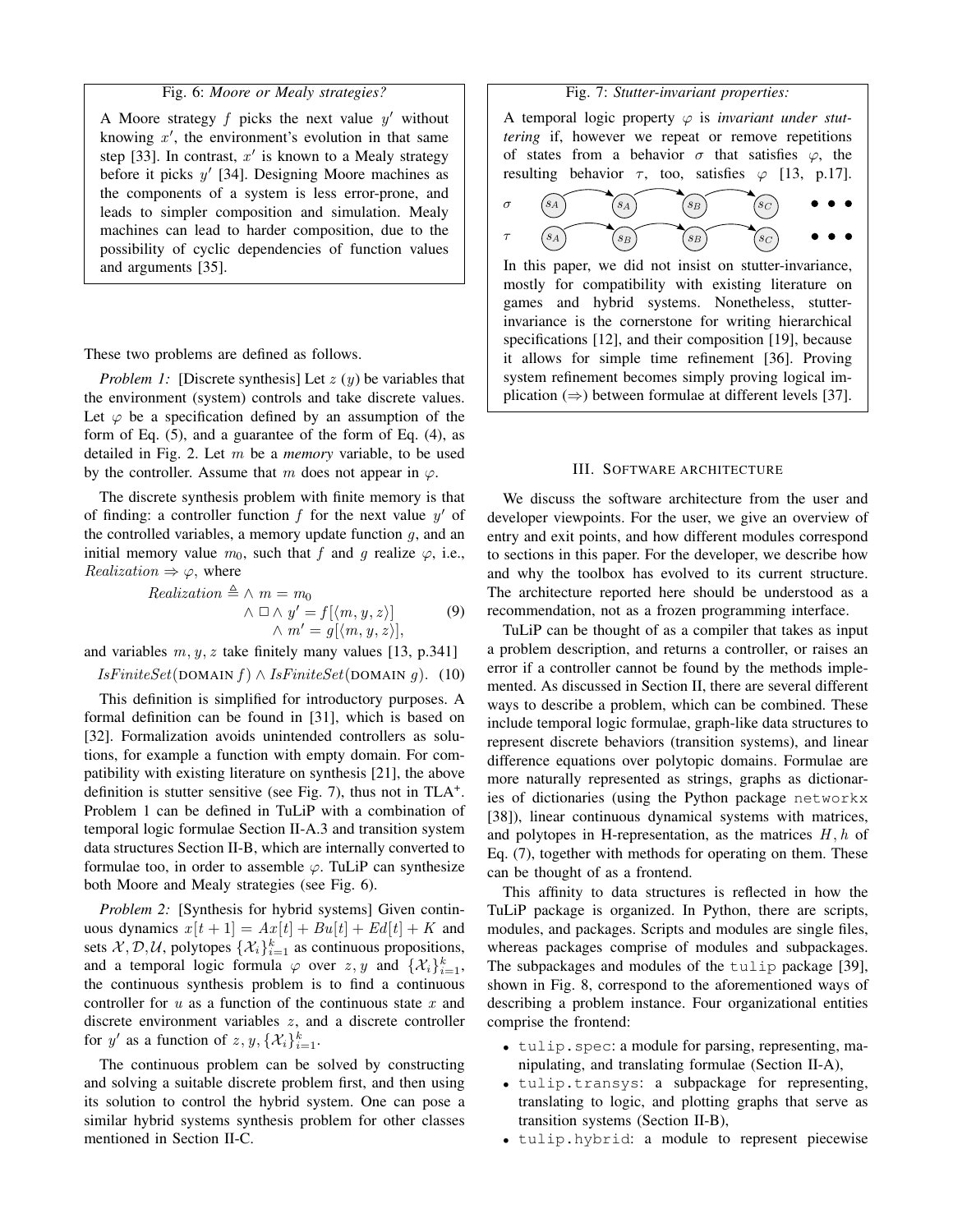Fig. 6: *Moore or Mealy strategies?*

A Moore strategy $f$ picks the next value $y'$ without knowing $x'$, the environment's evolution in that same step [33]. In contrast, $x'$ is known to a Mealy strategy before it picks $y'$ [34]. Designing Moore machines as the components of a system is less error-prone, and leads to simpler composition and simulation. Mealy machines can lead to harder composition, due to the possibility of cyclic dependencies of function values and arguments [35].

These two problems are defined as follows.

*Problem 1:* [Discrete synthesis] Let $z$ ($y$) be variables that the environment (system) controls and take discrete values. Let $\varphi$ be a specification defined by an assumption of the form of Eq. (5), and a guarantee of the form of Eq. (4), as detailed in Fig. 2. Let $m$ be a *memory* variable, to be used by the controller. Assume that $m$ does not appear in $\varphi$.

The discrete synthesis problem with finite memory is that of finding: a controller function $f$ for the next value $y'$ of the controlled variables, a memory update function $g$, and an initial memory value $m_0$, such that $f$ and $g$ realize $\varphi$, i.e., $Realization \Rightarrow \varphi$, where

$$\begin{aligned} Realization \triangleq\ & \wedge\ m = m_0 \\ & \wedge\ \Box \wedge\ y' = f[\langle m, y, z\rangle] \\ & \qquad \wedge\ m' = g[\langle m, y, z\rangle], \end{aligned} \tag{9}$$

and variables $m, y, z$ take finitely many values [13, p.341]

$$IsFiniteSet(\text{DOMAIN } f) \wedge IsFiniteSet(\text{DOMAIN } g). \tag{10}$$

This definition is simplified for introductory purposes. A formal definition can be found in [31], which is based on [32]. Formalization avoids unintended controllers as solutions, for example a function with empty domain. For compatibility with existing literature on synthesis [21], the above definition is stutter sensitive (see Fig. 7), thus not in TLA⁺. Problem 1 can be defined in TuLiP with a combination of temporal logic formulae Section II-A.3 and transition system data structures Section II-B, which are internally converted to formulae too, in order to assemble $\varphi$. TuLiP can synthesize both Moore and Mealy strategies (see Fig. 6).

*Problem 2:* [Synthesis for hybrid systems] Given continuous dynamics $x[t+1] = Ax[t] + Bu[t] + Ed[t] + K$ and sets $\mathcal{X}, \mathcal{D}, \mathcal{U}$, polytopes $\{\mathcal{X}_i\}_{i=1}^k$ as continuous propositions, and a temporal logic formula $\varphi$ over $z, y$ and $\{\mathcal{X}_i\}_{i=1}^k$, the continuous synthesis problem is to find a continuous controller for $u$ as a function of the continuous state $x$ and discrete environment variables $z$, and a discrete controller for $y'$ as a function of $z, y, \{\mathcal{X}_i\}_{i=1}^k$.

The continuous problem can be solved by constructing and solving a suitable discrete problem first, and then using its solution to control the hybrid system. One can pose a similar hybrid systems synthesis problem for other classes mentioned in Section II-C.

Fig. 7: *Stutter-invariant properties:*

A temporal logic property $\varphi$ is *invariant under stuttering* if, however we repeat or remove repetitions of states from a behavior $\sigma$ that satisfies $\varphi$, the resulting behavior $\tau$, too, satisfies $\varphi$ [13, p.17].

$\sigma$: $s_A$ → $s_A$ → $s_B$ → $s_C$ • • •

$\tau$: $s_A$ → $s_B$ → $s_B$ → $s_C$ • • •

In this paper, we did not insist on stutter-invariance, mostly for compatibility with existing literature on games and hybrid systems. Nonetheless, stutter-invariance is the cornerstone for writing hierarchical specifications [12], and their composition [19], because it allows for simple time refinement [36]. Proving system refinement becomes simply proving logical implication ($\Rightarrow$) between formulae at different levels [37].

## III. Software architecture

We discuss the software architecture from the user and developer viewpoints. For the user, we give an overview of entry and exit points, and how different modules correspond to sections in this paper. For the developer, we describe how and why the toolbox has evolved to its current structure. The architecture reported here should be understood as a recommendation, not as a frozen programming interface.

TuLiP can be thought of as a compiler that takes as input a problem description, and returns a controller, or raises an error if a controller cannot be found by the methods implemented. As discussed in Section II, there are several different ways to describe a problem, which can be combined. These include temporal logic formulae, graph-like data structures to represent discrete behaviors (transition systems), and linear difference equations over polytopic domains. Formulae are more naturally represented as strings, graphs as dictionaries of dictionaries (using the Python package `networkx` [38]), linear continuous dynamical systems with matrices, and polytopes in H-representation, as the matrices $H, h$ of Eq. (7), together with methods for operating on them. These can be thought of as a frontend.

This affinity to data structures is reflected in how the TuLiP package is organized. In Python, there are scripts, modules, and packages. Scripts and modules are single files, whereas packages comprise of modules and subpackages. The subpackages and modules of the `tulip` package [39], shown in Fig. 8, correspond to the aforementioned ways of describing a problem instance. Four organizational entities comprise the frontend:

- `tulip.spec`: a module for parsing, representing, manipulating, and translating formulae (Section II-A),
- `tulip.transys`: a subpackage for representing, translating to logic, and plotting graphs that serve as transition systems (Section II-B),
- `tulip.hybrid`: a module to represent piecewise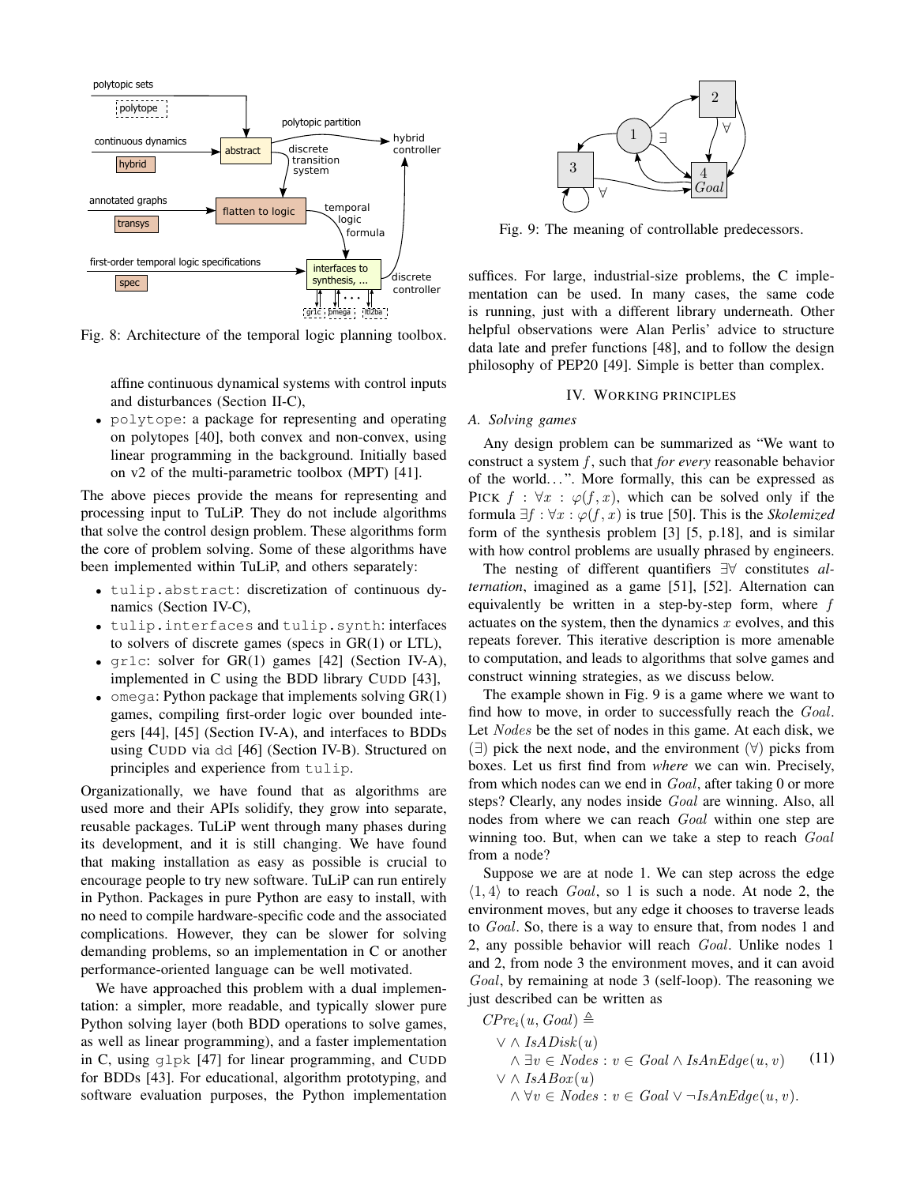polytopic sets

polytope

continuous dynamics

hybrid

abstract

polytopic partition

hybrid controller

discrete transition system

annotated graphs

transys

flatten to logic

temporal logic formula

first-order temporal logic specifications

spec

interfaces to synthesis, ...

discrete controller

gr1c omega ... ltl2ba

Fig. 8: Architecture of the temporal logic planning toolbox.

affine continuous dynamical systems with control inputs and disturbances (Section II-C),

- `polytope`: a package for representing and operating on polytopes [40], both convex and non-convex, using linear programming in the background. Initially based on v2 of the multi-parametric toolbox (MPT) [41].

The above pieces provide the means for representing and processing input to TuLiP. They do not include algorithms that solve the control design problem. These algorithms form the core of problem solving. Some of these algorithms have been implemented within TuLiP, and others separately:

- `tulip.abstract`: discretization of continuous dynamics (Section IV-C),
- `tulip.interfaces` and `tulip.synth`: interfaces to solvers of discrete games (specs in GR(1) or LTL),
- `gr1c`: solver for GR(1) games [42] (Section IV-A), implemented in C using the BDD library CUDD [43],
- `omega`: Python package that implements solving GR(1) games, compiling first-order logic over bounded integers [44], [45] (Section IV-A), and interfaces to BDDs using CUDD via `dd` [46] (Section IV-B). Structured on principles and experience from `tulip`.

Organizationally, we have found that as algorithms are used more and their APIs solidify, they grow into separate, reusable packages. TuLiP went through many phases during its development, and it is still changing. We have found that making installation as easy as possible is crucial to encourage people to try new software. TuLiP can run entirely in Python. Packages in pure Python are easy to install, with no need to compile hardware-specific code and the associated complications. However, they can be slower for solving demanding problems, so an implementation in C or another performance-oriented language can be well motivated.

We have approached this problem with a dual implementation: a simpler, more readable, and typically slower pure Python solving layer (both BDD operations to solve games, as well as linear programming), and a faster implementation in C, using `glpk` [47] for linear programming, and CUDD for BDDs [43]. For educational, algorithm prototyping, and software evaluation purposes, the Python implementation suffices. For large, industrial-size problems, the C implementation can be used. In many cases, the same code is running, just with a different library underneath. Other helpful observations were Alan Perlis' advice to structure data late and prefer functions [48], and to follow the design philosophy of PEP20 [49]. Simple is better than complex.

2

1

∃

∀

3

4
Goal

∀

Fig. 9: The meaning of controllable predecessors.

## IV. Working Principles

### A. Solving games

Any design problem can be summarized as "We want to construct a system $f$, such that *for every* reasonable behavior of the world...". More formally, this can be expressed as PICK $f : \forall x : \varphi(f, x)$, which can be solved only if the formula $\exists f : \forall x : \varphi(f, x)$ is true [50]. This is the *Skolemized* form of the synthesis problem [3] [5, p.18], and is similar with how control problems are usually phrased by engineers.

The nesting of different quantifiers $\exists\forall$ constitutes *alternation*, imagined as a game [51], [52]. Alternation can equivalently be written in a step-by-step form, where $f$ actuates on the system, then the dynamics $x$ evolves, and this repeats forever. This iterative description is more amenable to computation, and leads to algorithms that solve games and construct winning strategies, as we discuss below.

The example shown in Fig. 9 is a game where we want to find how to move, in order to successfully reach the $Goal$. Let $Nodes$ be the set of nodes in this game. At each disk, we ($\exists$) pick the next node, and the environment ($\forall$) picks from boxes. Let us first find from *where* we can win. Precisely, from which nodes can we end in $Goal$, after taking 0 or more steps? Clearly, any nodes inside $Goal$ are winning. Also, all nodes from where we can reach $Goal$ within one step are winning too. But, when can we take a step to reach $Goal$ from a node?

Suppose we are at node 1. We can step across the edge $\langle 1, 4\rangle$ to reach $Goal$, so 1 is such a node. At node 2, the environment moves, but any edge it chooses to traverse leads to $Goal$. So, there is a way to ensure that, from nodes 1 and 2, any possible behavior will reach $Goal$. Unlike nodes 1 and 2, from node 3 the environment moves, and it can avoid $Goal$, by remaining at node 3 (self-loop). The reasoning we just described can be written as

$$
\begin{aligned}
&CPre_i(u, Goal) \triangleq \\
&\quad \vee \wedge IsADisk(u) \\
&\quad\quad \wedge \exists v \in Nodes : v \in Goal \wedge IsAnEdge(u, v) \\
&\quad \vee \wedge IsABox(u) \\
&\quad\quad \wedge \forall v \in Nodes : v \in Goal \vee \neg IsAnEdge(u, v).
\end{aligned} \tag{11}
$$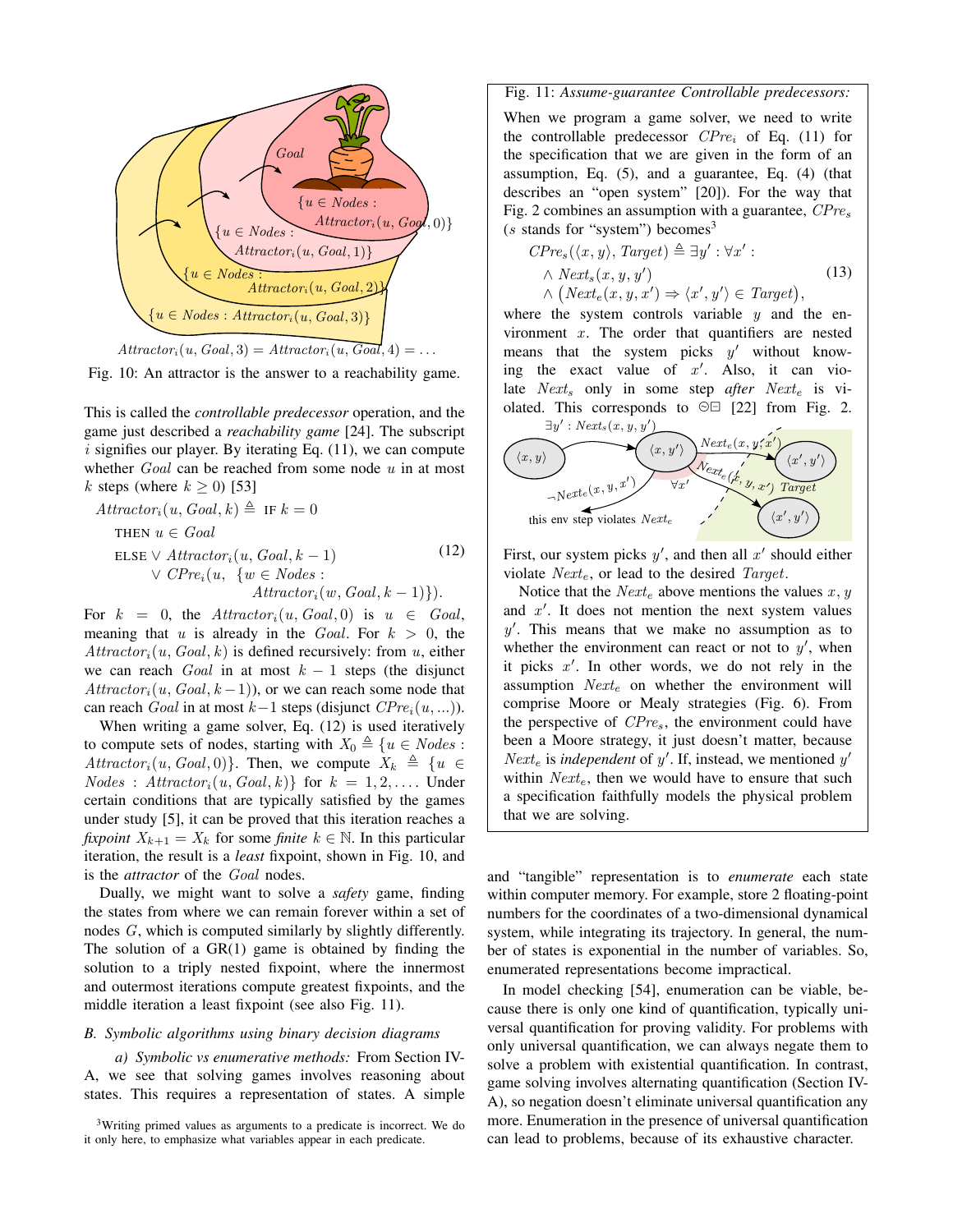Fig. 10: An attractor is the answer to a reachability game.

This is called the *controllable predecessor* operation, and the game just described a *reachability game* [24]. The subscript $i$ signifies our player. By iterating Eq. (11), we can compute whether $Goal$ can be reached from some node $u$ in at most $k$ steps (where $k \geq 0$) [53]

$$
\begin{aligned}
&Attractor_i(u, Goal, k) \triangleq \text{ IF } k = 0 \\
&\quad \text{THEN } u \in Goal \\
&\quad \text{ELSE} \vee Attractor_i(u, Goal, k-1) \\
&\quad\quad \vee CPre_i(u, \ \{w \in Nodes : \\
&\quad\quad\quad\quad Attractor_i(w, Goal, k-1)\}).
\end{aligned}
\tag{12}
$$

For $k = 0$, the $Attractor_i(u, Goal, 0)$ is $u \in Goal$, meaning that $u$ is already in the $Goal$. For $k > 0$, the $Attractor_i(u, Goal, k)$ is defined recursively: from $u$, either we can reach $Goal$ in at most $k-1$ steps (the disjunct $Attractor_i(u, Goal, k-1)$), or we can reach some node that can reach $Goal$ in at most $k-1$ steps (disjunct $CPre_i(u, \ldots)$).

When writing a game solver, Eq. (12) is used iteratively to compute sets of nodes, starting with $X_0 \triangleq \{u \in Nodes : Attractor_i(u, Goal, 0)\}$. Then, we compute $X_k \triangleq \{u \in Nodes : Attractor_i(u, Goal, k)\}$ for $k = 1, 2, \ldots$. Under certain conditions that are typically satisfied by the games under study [5], it can be proved that this iteration reaches a *fixpoint* $X_{k+1} = X_k$ for some *finite* $k \in \mathbb{N}$. In this particular iteration, the result is a *least* fixpoint, shown in Fig. 10, and is the *attractor* of the $Goal$ nodes.

Dually, we might want to solve a *safety* game, finding the states from where we can remain forever within a set of nodes $G$, which is computed similarly by slightly differently. The solution of a GR(1) game is obtained by finding the solution to a triply nested fixpoint, where the innermost and outermost iterations compute greatest fixpoints, and the middle iteration a least fixpoint (see also Fig. 11).

### B. Symbolic algorithms using binary decision diagrams

*a) Symbolic vs enumerative methods:* From Section IV-A, we see that solving games involves reasoning about states. This requires a representation of states. A simple and "tangible" representation is to *enumerate* each state within computer memory. For example, store 2 floating-point numbers for the coordinates of a two-dimensional dynamical system, while integrating its trajectory. In general, the number of states is exponential in the number of variables. So, enumerated representations become impractical.

In model checking [54], enumeration can be viable, because there is only one kind of quantification, typically universal quantification for proving validity. For problems with only universal quantification, we can always negate them to solve a problem with existential quantification. In contrast, game solving involves alternating quantification (Section IV-A), so negation doesn't eliminate universal quantification any more. Enumeration in the presence of universal quantification can lead to problems, because of its exhaustive character.

---

Fig. 11: *Assume-guarantee Controllable predecessors:*

When we program a game solver, we need to write the controllable predecessor $CPre_i$ of Eq. (11) for the specification that we are given in the form of an assumption, Eq. (5), and a guarantee, Eq. (4) (that describes an "open system" [20]). For the way that Fig. 2 combines an assumption with a guarantee, $CPre_s$ ($s$ stands for "system") becomes[3]

$$
\begin{aligned}
&CPre_s(\langle x, y\rangle, Target) \triangleq \exists y' : \forall x' : \\
&\quad \wedge Next_s(x, y, y') \\
&\quad \wedge \big(Next_e(x, y, x') \Rightarrow \langle x', y'\rangle \in Target\big),
\end{aligned}
\tag{13}
$$

where the system controls variable $y$ and the environment $x$. The order that quantifiers are nested means that the system picks $y'$ without knowing the exact value of $x'$. Also, it can violate $Next_s$ only in some step *after* $Next_e$ is violated. This corresponds to $\ominus\boxminus$ [22] from Fig. 2.

First, our system picks $y'$, and then all $x'$ should either violate $Next_e$, or lead to the desired $Target$.

Notice that the $Next_e$ above mentions the values $x, y$ and $x'$. It does not mention the next system values $y'$. This means that we make no assumption as to whether the environment can react or not to $y'$, when it picks $x'$. In other words, we do not rely in the assumption $Next_e$ on whether the environment will comprise Moore or Mealy strategies (Fig. 6). From the perspective of $CPre_s$, the environment could have been a Moore strategy, it just doesn't matter, because $Next_e$ is *independent* of $y'$. If, instead, we mentioned $y'$ within $Next_e$, then we would have to ensure that such a specification faithfully models the physical problem that we are solving.

---

[3] Writing primed values as arguments to a predicate is incorrect. We do it only here, to emphasize what variables appear in each predicate.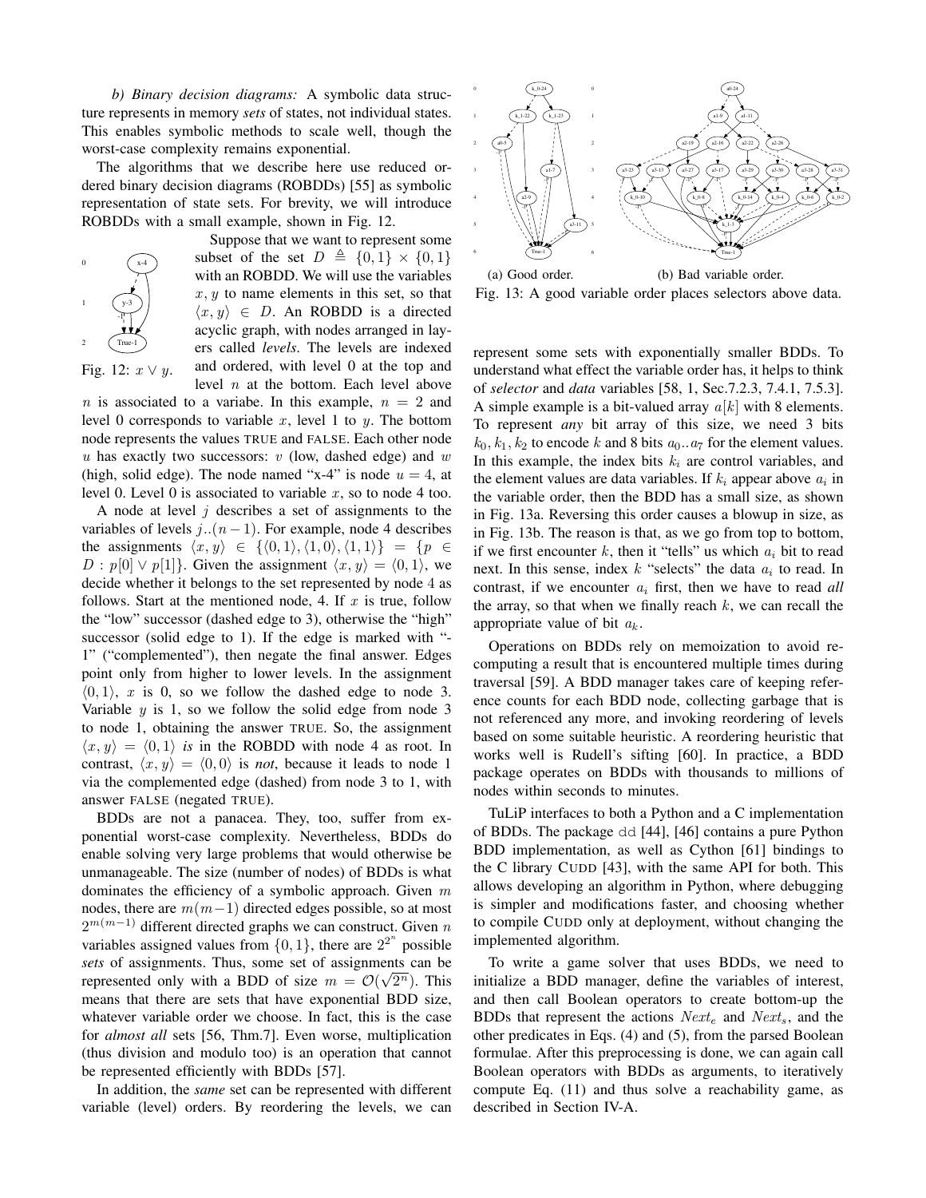*b) Binary decision diagrams:* A symbolic data structure represents in memory *sets* of states, not individual states. This enables symbolic methods to scale well, though the worst-case complexity remains exponential.

The algorithms that we describe here use reduced ordered binary decision diagrams (ROBDDs) [55] as symbolic representation of state sets. For brevity, we will introduce ROBDDs with a small example, shown in Fig. 12.

Fig. 12: $x \vee y$.

Suppose that we want to represent some subset of the set $D \triangleq \{0,1\} \times \{0,1\}$ with an ROBDD. We will use the variables $x, y$ to name elements in this set, so that $\langle x, y \rangle \in D$. An ROBDD is a directed acyclic graph, with nodes arranged in layers called *levels*. The levels are indexed and ordered, with level 0 at the top and level $n$ at the bottom. Each level above $n$ is associated to a variabe. In this example, $n = 2$ and level 0 corresponds to variable $x$, level 1 to $y$. The bottom node represents the values TRUE and FALSE. Each other node $u$ has exactly two successors: $v$ (low, dashed edge) and $w$ (high, solid edge). The node named "x-4" is node $u = 4$, at level 0. Level 0 is associated to variable $x$, so to node 4 too.

A node at level $j$ describes a set of assignments to the variables of levels $j..(n-1)$. For example, node 4 describes the assignments $\langle x, y \rangle \in \{\langle 0,1 \rangle, \langle 1,0 \rangle, \langle 1,1 \rangle\} = \{p \in D : p[0] \vee p[1]\}$. Given the assignment $\langle x, y \rangle = \langle 0, 1 \rangle$, we decide whether it belongs to the set represented by node 4 as follows. Start at the mentioned node, 4. If $x$ is true, follow the "low" successor (dashed edge to 3), otherwise the "high" successor (solid edge to 1). If the edge is marked with "-1" ("complemented"), then negate the final answer. Edges point only from higher to lower levels. In the assignment $\langle 0, 1 \rangle$, $x$ is 0, so we follow the dashed edge to node 3. Variable $y$ is 1, so we follow the solid edge from node 3 to node 1, obtaining the answer TRUE. So, the assignment $\langle x, y \rangle = \langle 0, 1 \rangle$ *is* in the ROBDD with node 4 as root. In contrast, $\langle x, y \rangle = \langle 0, 0 \rangle$ is *not*, because it leads to node 1 via the complemented edge (dashed) from node 3 to 1, with answer FALSE (negated TRUE).

BDDs are not a panacea. They, too, suffer from exponential worst-case complexity. Nevertheless, BDDs do enable solving very large problems that would otherwise be unmanageable. The size (number of nodes) of BDDs is what dominates the efficiency of a symbolic approach. Given $m$ nodes, there are $m(m-1)$ directed edges possible, so at most $2^{m(m-1)}$ different directed graphs we can construct. Given $n$ variables assigned values from $\{0, 1\}$, there are $2^{2^n}$ possible *sets* of assignments. Thus, some set of assignments can be represented only with a BDD of size $m = \mathcal{O}(\sqrt{2^n})$. This means that there are sets that have exponential BDD size, whatever variable order we choose. In fact, this is the case for *almost all* sets [56, Thm.7]. Even worse, multiplication (thus division and modulo too) is an operation that cannot be represented efficiently with BDDs [57].

In addition, the *same* set can be represented with different variable (level) orders. By reordering the levels, we can represent some sets with exponentially smaller BDDs. To understand what effect the variable order has, it helps to think of *selector* and *data* variables [58, 1, Sec.7.2.3, 7.4.1, 7.5.3]. A simple example is a bit-valued array $a[k]$ with 8 elements. To represent *any* bit array of this size, we need 3 bits $k_0, k_1, k_2$ to encode $k$ and 8 bits $a_0..a_7$ for the element values. In this example, the index bits $k_i$ are control variables, and the element values are data variables. If $k_i$ appear above $a_i$ in the variable order, then the BDD has a small size, as shown in Fig. 13a. Reversing this order causes a blowup in size, as in Fig. 13b. The reason is that, as we go from top to bottom, if we first encounter $k$, then it "tells" us which $a_i$ bit to read next. In this sense, index $k$ "selects" the data $a_i$ to read. In contrast, if we encounter $a_i$ first, then we have to read *all* the array, so that when we finally reach $k$, we can recall the appropriate value of bit $a_k$.

(a) Good order. (b) Bad variable order.

Fig. 13: A good variable order places selectors above data.

Operations on BDDs rely on memoization to avoid recomputing a result that is encountered multiple times during traversal [59]. A BDD manager takes care of keeping reference counts for each BDD node, collecting garbage that is not referenced any more, and invoking reordering of levels based on some suitable heuristic. A reordering heuristic that works well is Rudell's sifting [60]. In practice, a BDD package operates on BDDs with thousands to millions of nodes within seconds to minutes.

TuLiP interfaces to both a Python and a C implementation of BDDs. The package `dd` [44], [46] contains a pure Python BDD implementation, as well as Cython [61] bindings to the C library CUDD [43], with the same API for both. This allows developing an algorithm in Python, where debugging is simpler and modifications faster, and choosing whether to compile CUDD only at deployment, without changing the implemented algorithm.

To write a game solver that uses BDDs, we need to initialize a BDD manager, define the variables of interest, and then call Boolean operators to create bottom-up the BDDs that represent the actions $Next_e$ and $Next_s$, and the other predicates in Eqs. (4) and (5), from the parsed Boolean formulae. After this preprocessing is done, we can again call Boolean operators with BDDs as arguments, to iteratively compute Eq. (11) and thus solve a reachability game, as described in Section IV-A.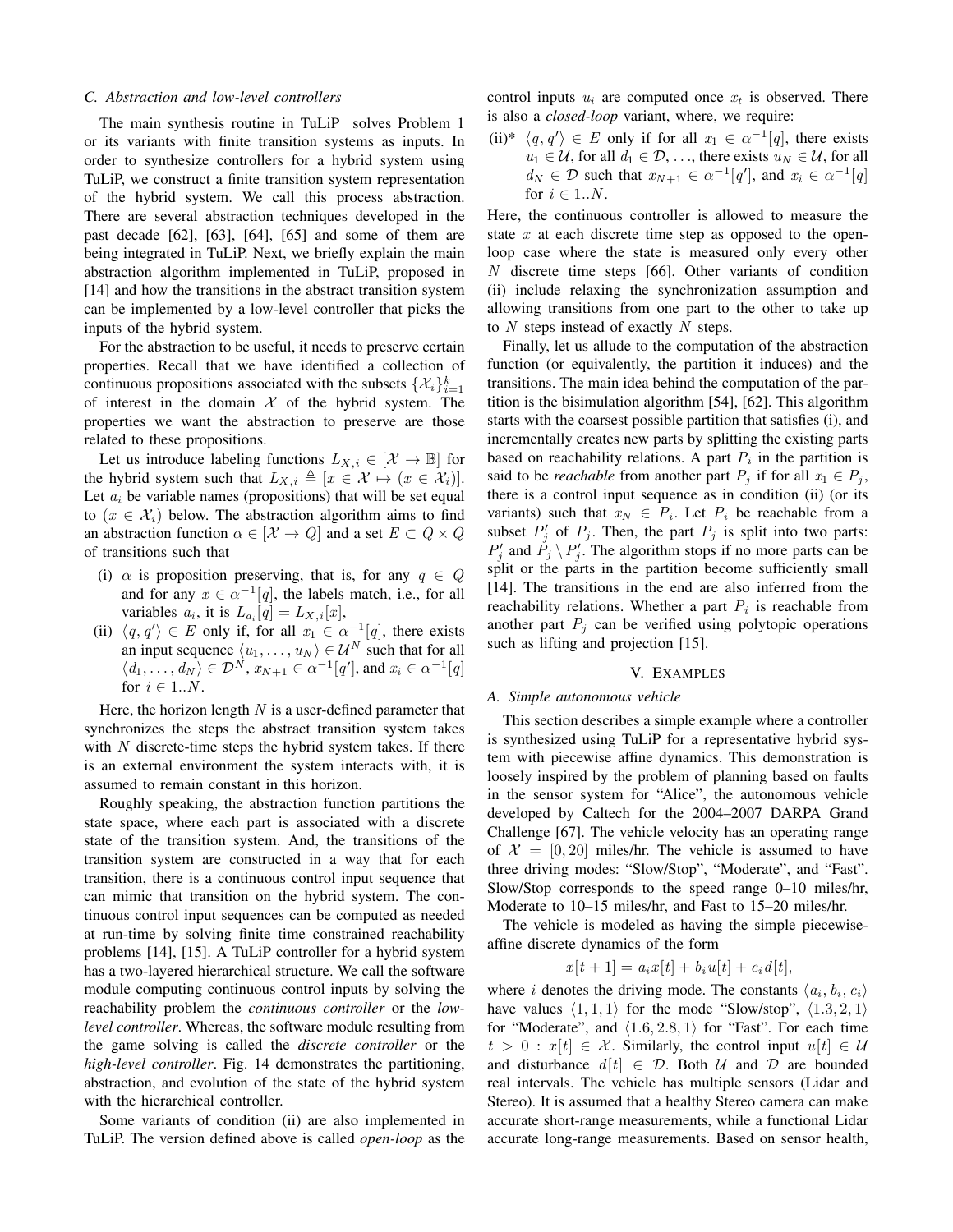### C. Abstraction and low-level controllers

The main synthesis routine in TuLiP solves Problem 1 or its variants with finite transition systems as inputs. In order to synthesize controllers for a hybrid system using TuLiP, we construct a finite transition system representation of the hybrid system. We call this process abstraction. There are several abstraction techniques developed in the past decade [62], [63], [64], [65] and some of them are being integrated in TuLiP. Next, we briefly explain the main abstraction algorithm implemented in TuLiP, proposed in [14] and how the transitions in the abstract transition system can be implemented by a low-level controller that picks the inputs of the hybrid system.

For the abstraction to be useful, it needs to preserve certain properties. Recall that we have identified a collection of continuous propositions associated with the subsets $\{\mathcal{X}_i\}_{i=1}^k$ of interest in the domain $\mathcal{X}$ of the hybrid system. The properties we want the abstraction to preserve are those related to these propositions.

Let us introduce labeling functions $L_{X,i} \in [\mathcal{X} \to \mathbb{B}]$ for the hybrid system such that $L_{X,i} \triangleq [x \in \mathcal{X} \mapsto (x \in \mathcal{X}_i)]$. Let $a_i$ be variable names (propositions) that will be set equal to $(x \in \mathcal{X}_i)$ below. The abstraction algorithm aims to find an abstraction function $\alpha \in [\mathcal{X} \to Q]$ and a set $E \subset Q \times Q$ of transitions such that

- (i) $\alpha$ is proposition preserving, that is, for any $q \in Q$ and for any $x \in \alpha^{-1}[q]$, the labels match, i.e., for all variables $a_i$, it is $L_{a_i}[q] = L_{X,i}[x]$,
- (ii) $\langle q, q' \rangle \in E$ only if, for all $x_1 \in \alpha^{-1}[q]$, there exists an input sequence $\langle u_1, \dots, u_N \rangle \in \mathcal{U}^N$ such that for all $\langle d_1, \dots, d_N \rangle \in \mathcal{D}^N$, $x_{N+1} \in \alpha^{-1}[q']$, and $x_i \in \alpha^{-1}[q]$ for $i \in 1..N$.

Here, the horizon length $N$ is a user-defined parameter that synchronizes the steps the abstract transition system takes with $N$ discrete-time steps the hybrid system takes. If there is an external environment the system interacts with, it is assumed to remain constant in this horizon.

Roughly speaking, the abstraction function partitions the state space, where each part is associated with a discrete state of the transition system. And, the transitions of the transition system are constructed in a way that for each transition, there is a continuous control input sequence that can mimic that transition on the hybrid system. The continuous control input sequences can be computed as needed at run-time by solving finite time constrained reachability problems [14], [15]. A TuLiP controller for a hybrid system has a two-layered hierarchical structure. We call the software module computing continuous control inputs by solving the reachability problem the *continuous controller* or the *low-level controller*. Whereas, the software module resulting from the game solving is called the *discrete controller* or the *high-level controller*. Fig. 14 demonstrates the partitioning, abstraction, and evolution of the state of the hybrid system with the hierarchical controller.

Some variants of condition (ii) are also implemented in TuLiP. The version defined above is called *open-loop* as the control inputs $u_i$ are computed once $x_t$ is observed. There is also a *closed-loop* variant, where, we require:

- (ii)* $\langle q, q' \rangle \in E$ only if for all $x_1 \in \alpha^{-1}[q]$, there exists $u_1 \in \mathcal{U}$, for all $d_1 \in \mathcal{D}$, ..., there exists $u_N \in \mathcal{U}$, for all $d_N \in \mathcal{D}$ such that $x_{N+1} \in \alpha^{-1}[q']$, and $x_i \in \alpha^{-1}[q]$ for $i \in 1..N$.

Here, the continuous controller is allowed to measure the state $x$ at each discrete time step as opposed to the open-loop case where the state is measured only every other $N$ discrete time steps [66]. Other variants of condition (ii) include relaxing the synchronization assumption and allowing transitions from one part to the other to take up to $N$ steps instead of exactly $N$ steps.

Finally, let us allude to the computation of the abstraction function (or equivalently, the partition it induces) and the transitions. The main idea behind the computation of the partition is the bisimulation algorithm [54], [62]. This algorithm starts with the coarsest possible partition that satisfies (i), and incrementally creates new parts by splitting the existing parts based on reachability relations. A part $P_i$ in the partition is said to be *reachable* from another part $P_j$ if for all $x_1 \in P_j$, there is a control input sequence as in condition (ii) (or its variants) such that $x_N \in P_i$. Let $P_i$ be reachable from a subset $P_j'$ of $P_j$. Then, the part $P_j$ is split into two parts: $P_j'$ and $P_j \setminus P_j'$. The algorithm stops if no more parts can be split or the parts in the partition become sufficiently small [14]. The transitions in the end are also inferred from the reachability relations. Whether a part $P_i$ is reachable from another part $P_j$ can be verified using polytopic operations such as lifting and projection [15].

## V. Examples

### A. Simple autonomous vehicle

This section describes a simple example where a controller is synthesized using TuLiP for a representative hybrid system with piecewise affine dynamics. This demonstration is loosely inspired by the problem of planning based on faults in the sensor system for "Alice", the autonomous vehicle developed by Caltech for the 2004–2007 DARPA Grand Challenge [67]. The vehicle velocity has an operating range of $\mathcal{X} = [0, 20]$ miles/hr. The vehicle is assumed to have three driving modes: "Slow/Stop", "Moderate", and "Fast". Slow/Stop corresponds to the speed range 0–10 miles/hr, Moderate to 10–15 miles/hr, and Fast to 15–20 miles/hr.

The vehicle is modeled as having the simple piecewise-affine discrete dynamics of the form

$$x[t+1] = a_i x[t] + b_i u[t] + c_i d[t],$$

where $i$ denotes the driving mode. The constants $\langle a_i, b_i, c_i \rangle$ have values $\langle 1, 1, 1 \rangle$ for the mode "Slow/stop", $\langle 1.3, 2, 1 \rangle$ for "Moderate", and $\langle 1.6, 2.8, 1 \rangle$ for "Fast". For each time $t > 0 : x[t] \in \mathcal{X}$. Similarly, the control input $u[t] \in \mathcal{U}$ and disturbance $d[t] \in \mathcal{D}$. Both $\mathcal{U}$ and $\mathcal{D}$ are bounded real intervals. The vehicle has multiple sensors (Lidar and Stereo). It is assumed that a healthy Stereo camera can make accurate short-range measurements, while a functional Lidar accurate long-range measurements. Based on sensor health,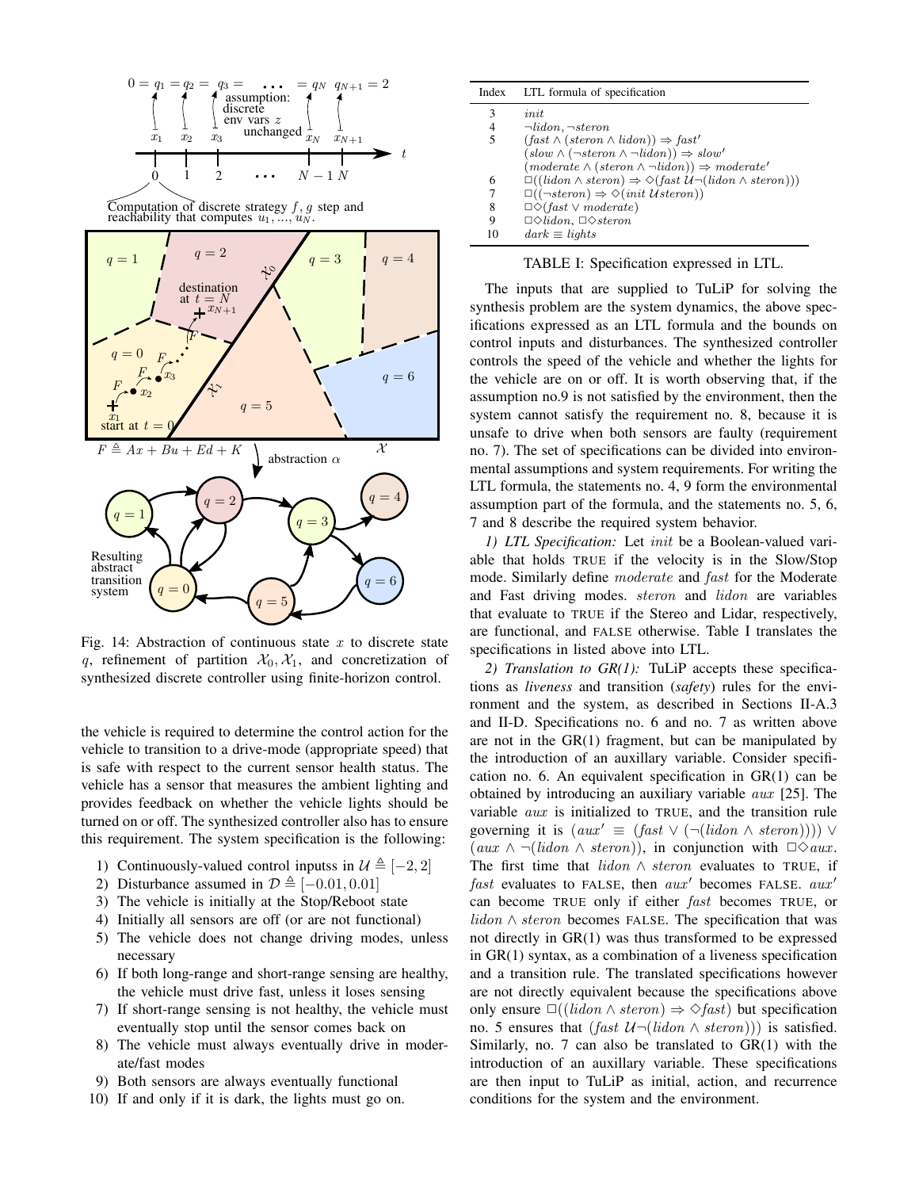0 = $q_1$ = $q_2$ = $q_3$ = ... = $q_N$ $q_{N+1}$ = 2

assumption: discrete env vars $z$ unchanged

$x_1$ $x_2$ $x_3$ $x_N$ $x_{N+1}$

$t$

0 1 2 ... $N-1$ $N$

Computation of discrete strategy $f, g$ step and reachability that computes $u_1, \ldots, u_N$.

$q = 1$ $q = 2$ $q = 3$ $q = 4$ $q = 0$ $q = 5$ $q = 6$

destination at $t = N$

start at $t = 0$

$\mathcal{X}_0$ $\mathcal{X}_1$ $\mathcal{X}$

$F \triangleq Ax + Bu + Ed + K$

abstraction $\alpha$

Resulting abstract transition system

Fig. 14: Abstraction of continuous state $x$ to discrete state $q$, refinement of partition $\mathcal{X}_0, \mathcal{X}_1$, and concretization of synthesized discrete controller using finite-horizon control.

the vehicle is required to determine the control action for the vehicle to transition to a drive-mode (appropriate speed) that is safe with respect to the current sensor health status. The vehicle has a sensor that measures the ambient lighting and provides feedback on whether the vehicle lights should be turned on or off. The synthesized controller also has to ensure this requirement. The system specification is the following:

1) Continuously-valued control inputss in $\mathcal{U} \triangleq [-2, 2]$
2) Disturbance assumed in $\mathcal{D} \triangleq [-0.01, 0.01]$
3) The vehicle is initially at the Stop/Reboot state
4) Initially all sensors are off (or are not functional)
5) The vehicle does not change driving modes, unless necessary
6) If both long-range and short-range sensing are healthy, the vehicle must drive fast, unless it loses sensing
7) If short-range sensing is not healthy, the vehicle must eventually stop until the sensor comes back on
8) The vehicle must always eventually drive in moderate/fast modes
9) Both sensors are always eventually functional
10) If and only if it is dark, the lights must go on.

| Index | LTL formula of specification |
|---|---|
| 3 | $init$ |
| 4 | $\neg lidon, \neg steron$ |
| 5 | $(fast \wedge (steron \wedge lidon)) \Rightarrow fast'$ |
| | $(slow \wedge (\neg steron \wedge \neg lidon)) \Rightarrow slow'$ |
| | $(moderate \wedge (steron \wedge \neg lidon)) \Rightarrow moderate'$ |
| 6 | $\square((lidon \wedge steron) \Rightarrow \diamond(fast\, \mathcal{U} \neg(lidon \wedge steron)))$ |
| 7 | $\square((\neg steron) \Rightarrow \diamond(init\, \mathcal{U} steron))$ |
| 8 | $\square\diamond(fast \vee moderate)$ |
| 9 | $\square\diamond lidon, \square\diamond steron$ |
| 10 | $dark \equiv lights$ |

TABLE I: Specification expressed in LTL.

The inputs that are supplied to TuLiP for solving the synthesis problem are the system dynamics, the above specifications expressed as an LTL formula and the bounds on control inputs and disturbances. The synthesized controller controls the speed of the vehicle and whether the lights for the vehicle are on or off. It is worth observing that, if the assumption no.9 is not satisfied by the environment, then the system cannot satisfy the requirement no. 8, because it is unsafe to drive when both sensors are faulty (requirement no. 7). The set of specifications can be divided into environmental assumptions and system requirements. For writing the LTL formula, the statements no. 4, 9 form the environmental assumption part of the formula, and the statements no. 5, 6, 7 and 8 describe the required system behavior.

*1) LTL Specification:* Let $init$ be a Boolean-valued variable that holds TRUE if the velocity is in the Slow/Stop mode. Similarly define $moderate$ and $fast$ for the Moderate and Fast driving modes. $steron$ and $lidon$ are variables that evaluate to TRUE if the Stereo and Lidar, respectively, are functional, and FALSE otherwise. Table I translates the specifications in listed above into LTL.

*2) Translation to GR(1):* TuLiP accepts these specifications as *liveness* and transition (*safety*) rules for the environment and the system, as described in Sections II-A.3 and II-D. Specifications no. 6 and no. 7 as written above are not in the GR(1) fragment, but can be manipulated by the introduction of an auxillary variable. Consider specification no. 6. An equivalent specification in GR(1) can be obtained by introducing an auxiliary variable $aux$ [25]. The variable $aux$ is initialized to TRUE, and the transition rule governing it is $(aux' \equiv (fast \vee (\neg(lidon \wedge steron)))) \vee (aux \wedge \neg(lidon \wedge steron))$, in conjunction with $\square\diamond aux$. The first time that $lidon \wedge steron$ evaluates to TRUE, if $fast$ evaluates to FALSE, then $aux'$ becomes FALSE. $aux'$ can become TRUE only if either $fast$ becomes TRUE, or $lidon \wedge steron$ becomes FALSE. The specification that was not directly in GR(1) was thus transformed to be expressed in GR(1) syntax, as a combination of a liveness specification and a transition rule. The translated specifications however are not directly equivalent because the specifications above only ensure $\square((lidon \wedge steron) \Rightarrow \diamond fast)$ but specification no. 5 ensures that $(fast\, \mathcal{U} \neg(lidon \wedge steron)))$ is satisfied. Similarly, no. 7 can also be translated to GR(1) with the introduction of an auxillary variable. These specifications are then input to TuLiP as initial, action, and recurrence conditions for the system and the environment.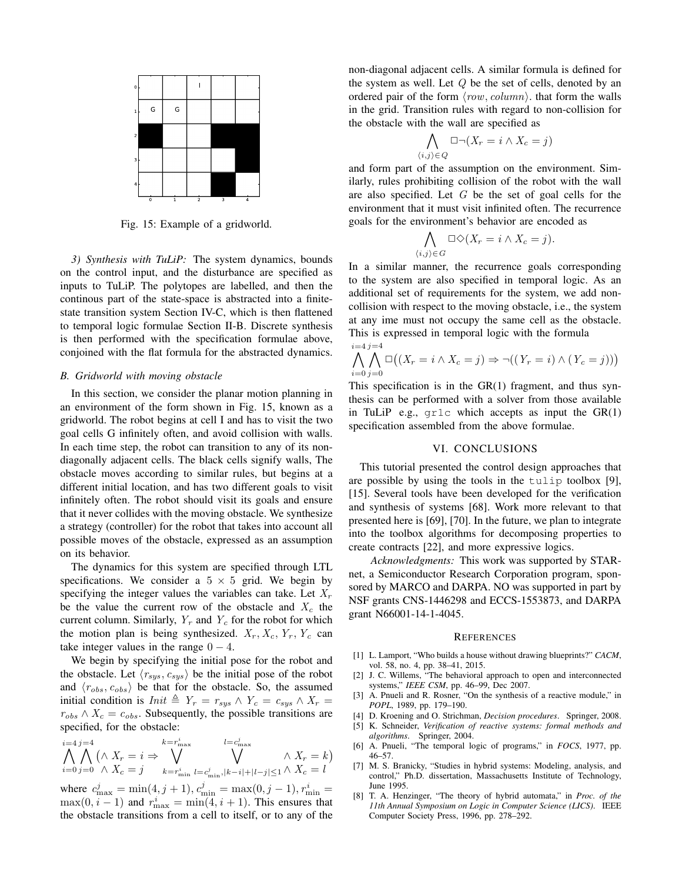0 I
1 G G
2
3
4
0 1 2 3 4

Fig. 15: Example of a gridworld.

*3) Synthesis with TuLiP:* The system dynamics, bounds on the control input, and the disturbance are specified as inputs to TuLiP. The polytopes are labelled, and then the continous part of the state-space is abstracted into a finite-state transition system Section IV-C, which is then flattened to temporal logic formulae Section II-B. Discrete synthesis is then performed with the specification formulae above, conjoined with the flat formula for the abstracted dynamics.

## B. Gridworld with moving obstacle

In this section, we consider the planar motion planning in an environment of the form shown in Fig. 15, known as a gridworld. The robot begins at cell I and has to visit the two goal cells G infinitely often, and avoid collision with walls. In each time step, the robot can transition to any of its non-diagonally adjacent cells. The black cells signify walls, The obstacle moves according to similar rules, but begins at a different initial location, and has two different goals to visit infinitely often. The robot should visit its goals and ensure that it never collides with the moving obstacle. We synthesize a strategy (controller) for the robot that takes into account all possible moves of the obstacle, expressed as an assumption on its behavior.

The dynamics for this system are specified through LTL specifications. We consider a $5 \times 5$ grid. We begin by specifying the integer values the variables can take. Let $X_r$ be the value the current row of the obstacle and $X_c$ the current column. Similarly, $Y_r$ and $Y_c$ for the robot for which the motion plan is being synthesized. $X_r, X_c, Y_r, Y_c$ can take integer values in the range $0 - 4$.

We begin by specifying the initial pose for the robot and the obstacle. Let $\langle r_{sys}, c_{sys} \rangle$ be the initial pose of the robot and $\langle r_{obs}, c_{obs} \rangle$ be that for the obstacle. So, the assumed initial condition is $Init \triangleq Y_r = r_{sys} \wedge Y_c = c_{sys} \wedge X_r = r_{obs} \wedge X_c = c_{obs}$. Subsequently, the possible transitions are specified, for the obstacle:

$$\bigwedge_{i=0}^{i=4} \bigwedge_{j=0}^{j=4} \Big( \begin{array}{l} \wedge\, X_r = i \\ \wedge\, X_c = j \end{array} \Rightarrow \bigvee_{k=r^i_{\min}}^{k=r^i_{\max}} \;\; \bigvee_{l=c^j_{\min}, |k-i|+|l-j| \leq 1}^{l=c^j_{\max}} \begin{array}{l} \wedge\, X_r = k \\ \wedge\, X_c = l \end{array} \Big)$$

where $c^j_{\max} = \min(4, j+1)$, $c^j_{\min} = \max(0, j-1)$, $r^i_{\min} = \max(0, i-1)$ and $r^i_{\max} = \min(4, i+1)$. This ensures that the obstacle transitions from a cell to itself, or to any of the non-diagonal adjacent cells. A similar formula is defined for the system as well. Let $Q$ be the set of cells, denoted by an ordered pair of the form $\langle row, column \rangle$. that form the walls in the grid. Transition rules with regard to non-collision for the obstacle with the wall are specified as

$$\bigwedge_{\langle i,j \rangle \in Q} \Box \neg (X_r = i \wedge X_c = j)$$

and form part of the assumption on the environment. Similarly, rules prohibiting collision of the robot with the wall are also specified. Let $G$ be the set of goal cells for the environment that it must visit infinited often. The recurrence goals for the environment's behavior are encoded as

$$\bigwedge_{\langle i,j \rangle \in G} \Box \Diamond (X_r = i \wedge X_c = j).$$

In a similar manner, the recurrence goals corresponding to the system are also specified in temporal logic. As an additional set of requirements for the system, we add non-collision with respect to the moving obstacle, i.e., the system at any ime must not occupy the same cell as the obstacle. This is expressed in temporal logic with the formula

$$\bigwedge_{i=0}^{i=4} \bigwedge_{j=0}^{j=4} \Box \big( (X_r = i \wedge X_c = j) \Rightarrow \neg ((Y_r = i) \wedge (Y_c = j)) \big)$$

This specification is in the GR(1) fragment, and thus synthesis can be performed with a solver from those available in TuLiP e.g., `gr1c` which accepts as input the GR(1) specification assembled from the above formulae.

## VI. CONCLUSIONS

This tutorial presented the control design approaches that are possible by using the tools in the `tulip` toolbox [9], [15]. Several tools have been developed for the verification and synthesis of systems [68]. Work more relevant to that presented here is [69], [70]. In the future, we plan to integrate into the toolbox algorithms for decomposing properties to create contracts [22], and more expressive logics.

*Acknowledgments:* This work was supported by STARnet, a Semiconductor Research Corporation program, sponsored by MARCO and DARPA. NO was supported in part by NSF grants CNS-1446298 and ECCS-1553873, and DARPA grant N66001-14-1-4045.

## REFERENCES

[1] L. Lamport, "Who builds a house without drawing blueprints?" *CACM*, vol. 58, no. 4, pp. 38–41, 2015.

[2] J. C. Willems, "The behavioral approach to open and interconnected systems," *IEEE CSM*, pp. 46–99, Dec 2007.

[3] A. Pnueli and R. Rosner, "On the synthesis of a reactive module," in *POPL*, 1989, pp. 179–190.

[4] D. Kroening and O. Strichman, *Decision procedures*. Springer, 2008.

[5] K. Schneider, *Verification of reactive systems: formal methods and algorithms*. Springer, 2004.

[6] A. Pnueli, "The temporal logic of programs," in *FOCS*, 1977, pp. 46–57.

[7] M. S. Branicky, "Studies in hybrid systems: Modeling, analysis, and control," Ph.D. dissertation, Massachusetts Institute of Technology, June 1995.

[8] T. A. Henzinger, "The theory of hybrid automata," in *Proc. of the 11th Annual Symposium on Logic in Computer Science (LICS)*. IEEE Computer Society Press, 1996, pp. 278–292.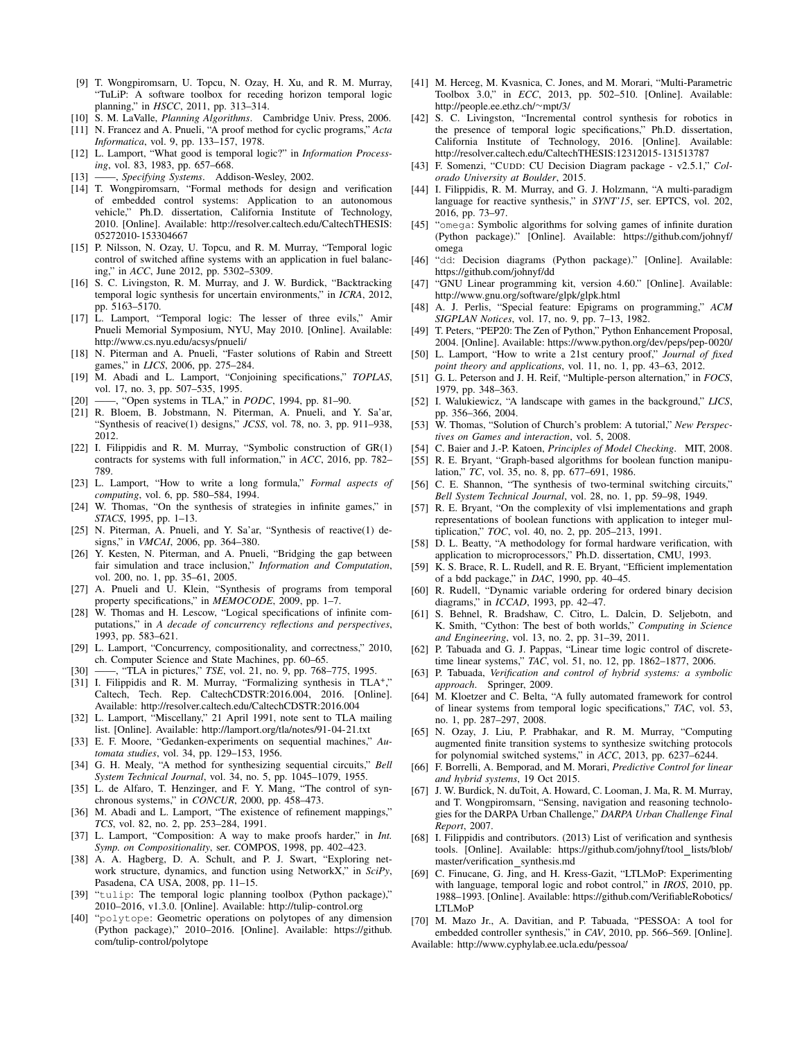[9] T. Wongpiromsarn, U. Topcu, N. Ozay, H. Xu, and R. M. Murray, "TuLiP: A software toolbox for receding horizon temporal logic planning," in *HSCC*, 2011, pp. 313–314.

[10] S. M. LaValle, *Planning Algorithms*. Cambridge Univ. Press, 2006.

[11] N. Francez and A. Pnueli, "A proof method for cyclic programs," *Acta Informatica*, vol. 9, pp. 133–157, 1978.

[12] L. Lamport, "What good is temporal logic?" in *Information Processing*, vol. 83, 1983, pp. 657–668.

[13] ——, *Specifying Systems*. Addison-Wesley, 2002.

[14] T. Wongpiromsarn, "Formal methods for design and verification of embedded control systems: Application to an autonomous vehicle," Ph.D. dissertation, California Institute of Technology, 2010. [Online]. Available: http://resolver.caltech.edu/CaltechTHESIS:05272010-153304667

[15] P. Nilsson, N. Ozay, U. Topcu, and R. M. Murray, "Temporal logic control of switched affine systems with an application in fuel balancing," in *ACC*, June 2012, pp. 5302–5309.

[16] S. C. Livingston, R. M. Murray, and J. W. Burdick, "Backtracking temporal logic synthesis for uncertain environments," in *ICRA*, 2012, pp. 5163–5170.

[17] L. Lamport, "Temporal logic: The lesser of three evils," Amir Pnueli Memorial Symposium, NYU, May 2010. [Online]. Available: http://www.cs.nyu.edu/acsys/pnueli/

[18] N. Piterman and A. Pnueli, "Faster solutions of Rabin and Streett games," in *LICS*, 2006, pp. 275–284.

[19] M. Abadi and L. Lamport, "Conjoining specifications," *TOPLAS*, vol. 17, no. 3, pp. 507–535, 1995.

[20] ——, "Open systems in TLA," in *PODC*, 1994, pp. 81–90.

[21] R. Bloem, B. Jobstmann, N. Piterman, A. Pnueli, and Y. Sa'ar, "Synthesis of reacive(1) designs," *JCSS*, vol. 78, no. 3, pp. 911–938, 2012.

[22] I. Filippidis and R. M. Murray, "Symbolic construction of GR(1) contracts for systems with full information," in *ACC*, 2016, pp. 782–789.

[23] L. Lamport, "How to write a long formula," *Formal aspects of computing*, vol. 6, pp. 580–584, 1994.

[24] W. Thomas, "On the synthesis of strategies in infinite games," in *STACS*, 1995, pp. 1–13.

[25] N. Piterman, A. Pnueli, and Y. Sa'ar, "Synthesis of reactive(1) designs," in *VMCAI*, 2006, pp. 364–380.

[26] Y. Kesten, N. Piterman, and A. Pnueli, "Bridging the gap between fair simulation and trace inclusion," *Information and Computation*, vol. 200, no. 1, pp. 35–61, 2005.

[27] A. Pnueli and U. Klein, "Synthesis of programs from temporal property specifications," in *MEMOCODE*, 2009, pp. 1–7.

[28] W. Thomas and H. Lescow, "Logical specifications of infinite computations," in *A decade of concurrency reflections and perspectives*, 1993, pp. 583–621.

[29] L. Lamport, "Concurrency, compositionality, and correctness," 2010, ch. Computer Science and State Machines, pp. 60–65.

[30] ——, "TLA in pictures," *TSE*, vol. 21, no. 9, pp. 768–775, 1995.

[31] I. Filippidis and R. M. Murray, "Formalizing synthesis in TLA+," Caltech, Tech. Rep. CaltechCDSTR:2016.004, 2016. [Online]. Available: http://resolver.caltech.edu/CaltechCDSTR:2016.004

[32] L. Lamport, "Miscellany," 21 April 1991, note sent to TLA mailing list. [Online]. Available: http://lamport.org/tla/notes/91-04-21.txt

[33] E. F. Moore, "Gedanken-experiments on sequential machines," *Automata studies*, vol. 34, pp. 129–153, 1956.

[34] G. H. Mealy, "A method for synthesizing sequential circuits," *Bell System Technical Journal*, vol. 34, no. 5, pp. 1045–1079, 1955.

[35] L. de Alfaro, T. Henzinger, and F. Y. Mang, "The control of synchronous systems," in *CONCUR*, 2000, pp. 458–473.

[36] M. Abadi and L. Lamport, "The existence of refinement mappings," *TCS*, vol. 82, no. 2, pp. 253–284, 1991.

[37] L. Lamport, "Composition: A way to make proofs harder," in *Int. Symp. on Compositionality*, ser. COMPOS, 1998, pp. 402–423.

[38] A. A. Hagberg, D. A. Schult, and P. J. Swart, "Exploring network structure, dynamics, and function using NetworkX," in *SciPy*, Pasadena, CA USA, 2008, pp. 11–15.

[39] "`tulip`: The temporal logic planning toolbox (Python package)," 2010–2016, v1.3.0. [Online]. Available: http://tulip-control.org

[40] "`polytope`: Geometric operations on polytopes of any dimension (Python package)," 2010–2016. [Online]. Available: https://github.com/tulip-control/polytope

[41] M. Herceg, M. Kvasnica, C. Jones, and M. Morari, "Multi-Parametric Toolbox 3.0," in *ECC*, 2013, pp. 502–510. [Online]. Available: http://people.ee.ethz.ch/~mpt/3/

[42] S. C. Livingston, "Incremental control synthesis for robotics in the presence of temporal logic specifications," Ph.D. dissertation, California Institute of Technology, 2016. [Online]. Available: http://resolver.caltech.edu/CaltechTHESIS:12312015-131513787

[43] F. Somenzi, "CUDD: CU Decision Diagram package - v2.5.1," *Colorado University at Boulder*, 2015.

[44] I. Filippidis, R. M. Murray, and G. J. Holzmann, "A multi-paradigm language for reactive synthesis," in *SYNT'15*, ser. EPTCS, vol. 202, 2016, pp. 73–97.

[45] "`omega`: Symbolic algorithms for solving games of infinite duration (Python package)." [Online]. Available: https://github.com/johnyf/omega

[46] "`dd`: Decision diagrams (Python package)." [Online]. Available: https://github.com/johnyf/dd

[47] "GNU Linear programming kit, version 4.60." [Online]. Available: http://www.gnu.org/software/glpk/glpk.html

[48] A. J. Perlis, "Special feature: Epigrams on programming," *ACM SIGPLAN Notices*, vol. 17, no. 9, pp. 7–13, 1982.

[49] T. Peters, "PEP20: The Zen of Python," Python Enhancement Proposal, 2004. [Online]. Available: https://www.python.org/dev/peps/pep-0020/

[50] L. Lamport, "How to write a 21st century proof," *Journal of fixed point theory and applications*, vol. 11, no. 1, pp. 43–63, 2012.

[51] G. L. Peterson and J. H. Reif, "Multiple-person alternation," in *FOCS*, 1979, pp. 348–363.

[52] I. Walukiewicz, "A landscape with games in the background," *LICS*, pp. 356–366, 2004.

[53] W. Thomas, "Solution of Church's problem: A tutorial," *New Perspectives on Games and interaction*, vol. 5, 2008.

[54] C. Baier and J.-P. Katoen, *Principles of Model Checking*. MIT, 2008.

[55] R. E. Bryant, "Graph-based algorithms for boolean function manipulation," *TC*, vol. 35, no. 8, pp. 677–691, 1986.

[56] C. E. Shannon, "The synthesis of two-terminal switching circuits," *Bell System Technical Journal*, vol. 28, no. 1, pp. 59–98, 1949.

[57] R. E. Bryant, "On the complexity of vlsi implementations and graph representations of boolean functions with application to integer multiplication," *TOC*, vol. 40, no. 2, pp. 205–213, 1991.

[58] D. L. Beatty, "A methodology for formal hardware verification, with application to microprocessors," Ph.D. dissertation, CMU, 1993.

[59] K. S. Brace, R. L. Rudell, and R. E. Bryant, "Efficient implementation of a bdd package," in *DAC*, 1990, pp. 40–45.

[60] R. Rudell, "Dynamic variable ordering for ordered binary decision diagrams," in *ICCAD*, 1993, pp. 42–47.

[61] S. Behnel, R. Bradshaw, C. Citro, L. Dalcin, D. Seljebotn, and K. Smith, "Cython: The best of both worlds," *Computing in Science and Engineering*, vol. 13, no. 2, pp. 31–39, 2011.

[62] P. Tabuada and G. J. Pappas, "Linear time logic control of discrete-time linear systems," *TAC*, vol. 51, no. 12, pp. 1862–1877, 2006.

[63] P. Tabuada, *Verification and control of hybrid systems: a symbolic approach*. Springer, 2009.

[64] M. Kloetzer and C. Belta, "A fully automated framework for control of linear systems from temporal logic specifications," *TAC*, vol. 53, no. 1, pp. 287–297, 2008.

[65] N. Ozay, J. Liu, P. Prabhakar, and R. M. Murray, "Computing augmented finite transition systems to synthesize switching protocols for polynomial switched systems," in *ACC*, 2013, pp. 6237–6244.

[66] F. Borrelli, A. Bemporad, and M. Morari, *Predictive Control for linear and hybrid systems*, 19 Oct 2015.

[67] J. W. Burdick, N. duToit, A. Howard, C. Looman, J. Ma, R. M. Murray, and T. Wongpiromsarn, "Sensing, navigation and reasoning technologies for the DARPA Urban Challenge," *DARPA Urban Challenge Final Report*, 2007.

[68] I. Filippidis and contributors. (2013) List of verification and synthesis tools. [Online]. Available: https://github.com/johnyf/tool_lists/blob/master/verification_synthesis.md

[69] C. Finucane, G. Jing, and H. Kress-Gazit, "LTLMoP: Experimenting with language, temporal logic and robot control," in *IROS*, 2010, pp. 1988–1993. [Online]. Available: https://github.com/VerifiableRobotics/LTLMoP

[70] M. Mazo Jr., A. Davitian, and P. Tabuada, "PESSOA: A tool for embedded controller synthesis," in *CAV*, 2010, pp. 566–569. [Online]. Available: http://www.cyphylab.ee.ucla.edu/pessoa/